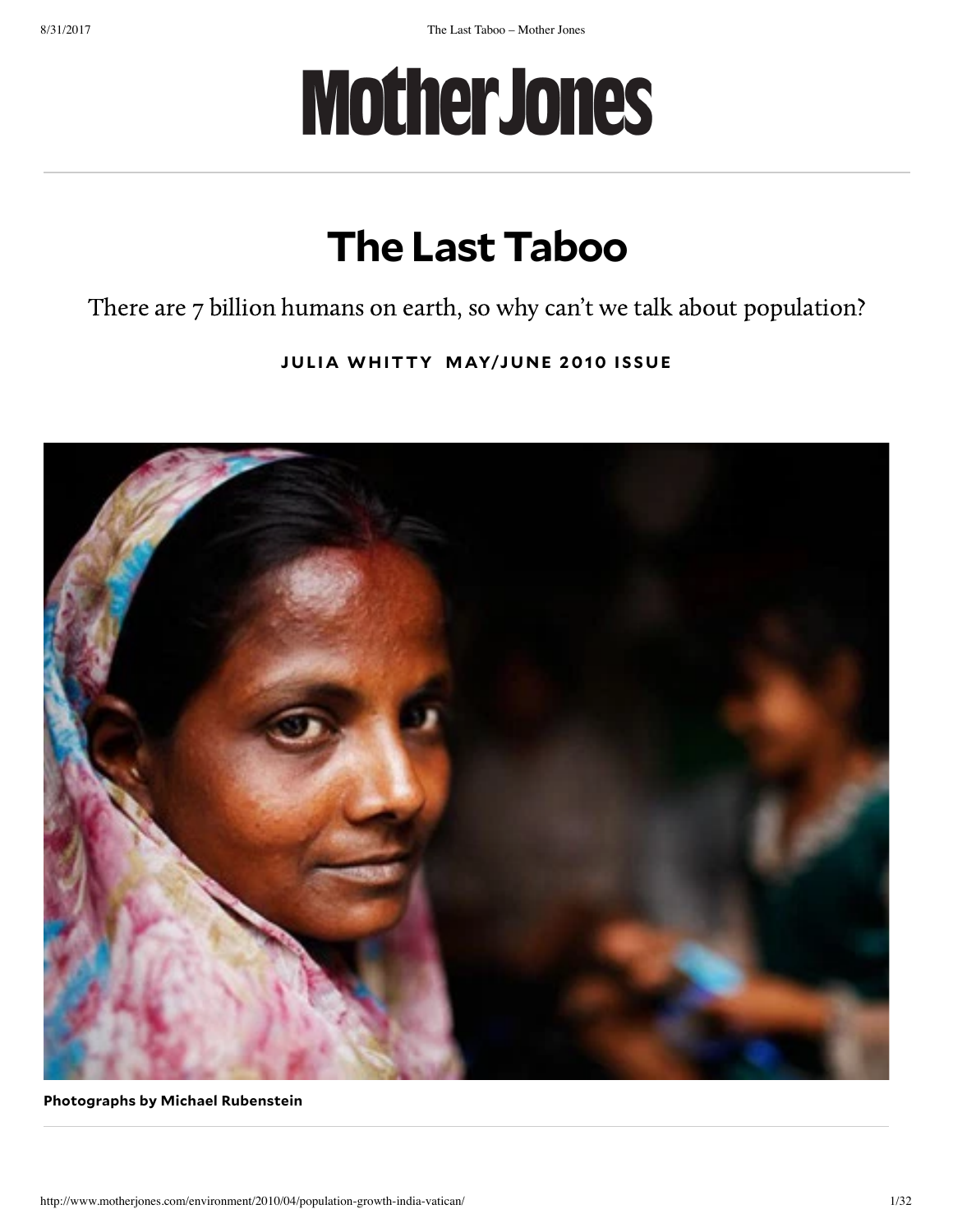# Mother Jones

# The Last Taboo

There are 7 billion humans on earth, so why can't we talk about population?

**JULIA WHITTY MAY/JUNE 2010 ISSUE**

**Photographs by Michael Rubenstein**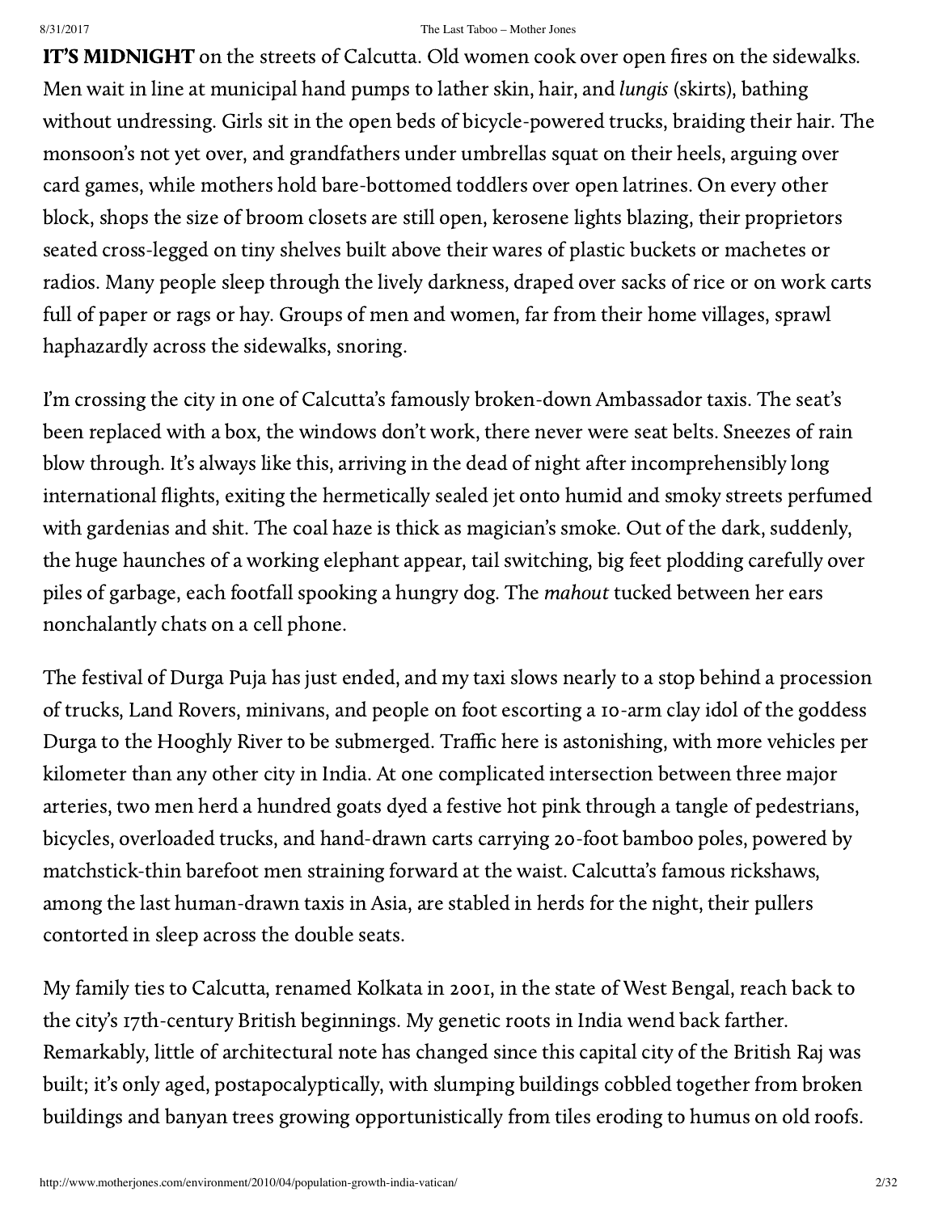**IT'S MIDNIGHT** on the streets of Calcutta. Old women cook over open fires on the sidewalks. Men wait in line at municipal hand pumps to lather skin, hair, and *lungis* (skirts), bathing without undressing. Girls sit in the open beds of bicycle-powered trucks, braiding their hair. The monsoon's not yet over, and grandfathers under umbrellas squat on their heels, arguing over card games, while mothers hold bare-bottomed toddlers over open latrines. On every other block, shops the size of broom closets are still open, kerosene lights blazing, their proprietors seated cross-legged on tiny shelves built above their wares of plastic buckets or machetes or radios. Many people sleep through the lively darkness, draped over sacks of rice or on work carts full of paper or rags or hay. Groups of men and women, far from their home villages, sprawl haphazardly across the sidewalks, snoring.

I'm crossing the city in one of Calcutta's famously broken-down Ambassador taxis. The seat's been replaced with a box, the windows don't work, there never were seat belts. Sneezes of rain blow through. It's always like this, arriving in the dead of night after incomprehensibly long international flights, exiting the hermetically sealed jet onto humid and smoky streets perfumed with gardenias and shit. The coal haze is thick as magician's smoke. Out of the dark, suddenly, the huge haunches of a working elephant appear, tail switching, big feet plodding carefully over piles of garbage, each footfall spooking a hungry dog. The *mahout* tucked between her ears nonchalantly chats on a cell phone.

The festival of Durga Puja has just ended, and my taxi slows nearly to a stop behind a procession of trucks, Land Rovers, minivans, and people on foot escorting a 10-arm clay idol of the goddess Durga to the Hooghly River to be submerged. Traffic here is astonishing, with more vehicles per kilometer than any other city in India. At one complicated intersection between three major arteries, two men herd a hundred goats dyed a festive hot pink through a tangle of pedestrians, bicycles, overloaded trucks, and hand-drawn carts carrying 20-foot bamboo poles, powered by matchstick-thin barefoot men straining forward at the waist. Calcutta's famous rickshaws, among the last human-drawn taxis in Asia, are stabled in herds for the night, their pullers contorted in sleep across the double seats.

My family ties to Calcutta, renamed Kolkata in 2001, in the state of West Bengal, reach back to the city's 17th-century British beginnings. My genetic roots in India wend back farther. Remarkably, little of architectural note has changed since this capital city of the British Raj was built; it's only aged, postapocalyptically, with slumping buildings cobbled together from broken buildings and banyan trees growing opportunistically from tiles eroding to humus on old roofs.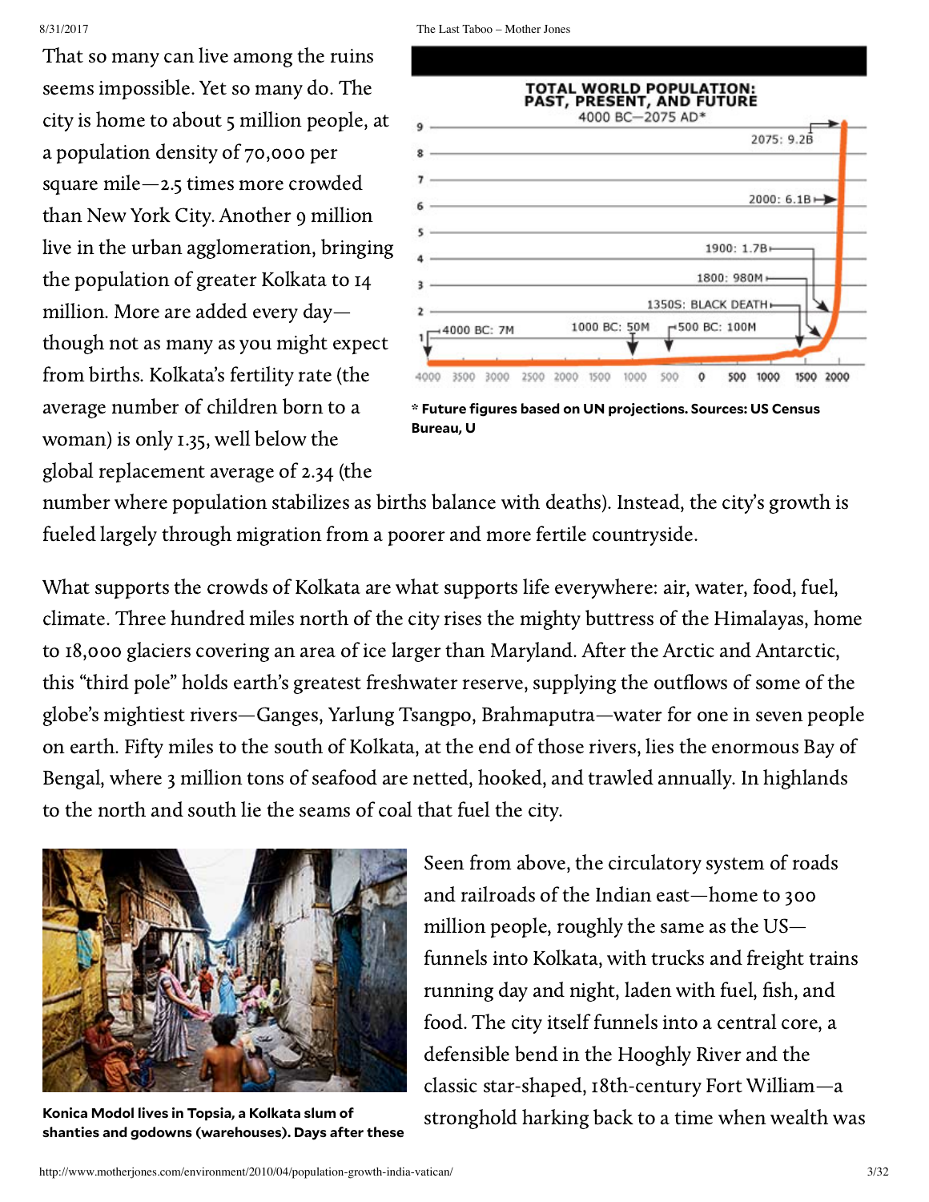That so many can live among the ruins seems impossible. Yet so many do. The city is home to about 5 million people, at a population density of 70,000 per square mile—2.5 times more crowded than New York City. Another 9 million live in the urban agglomeration, bringing the population of greater Kolkata to 14 million. More are added every day—though not as many as you might expect from births. Kolkata's fertility rate (the average number of children born to a woman) is only 1.35, well below the global replacement average of 2.34 (the number where population stabilizes as births balance with deaths). Instead, the city's growth is fueled largely through migration from a poorer and more fertile countryside.

**TOTAL WORLD POPULATION: PAST, PRESENT, AND FUTURE**
4000 BC—2075 AD*

**\* Future figures based on UN projections. Sources: US Census Bureau, U**

What supports the crowds of Kolkata are what supports life everywhere: air, water, food, fuel, climate. Three hundred miles north of the city rises the mighty buttress of the Himalayas, home to 18,000 glaciers covering an area of ice larger than Maryland. After the Arctic and Antarctic, this "third pole" holds earth's greatest freshwater reserve, supplying the outflows of some of the globe's mightiest rivers—Ganges, Yarlung Tsangpo, Brahmaputra—water for one in seven people on earth. Fifty miles to the south of Kolkata, at the end of those rivers, lies the enormous Bay of Bengal, where 3 million tons of seafood are netted, hooked, and trawled annually. In highlands to the north and south lie the seams of coal that fuel the city.

**Konica Modol lives in Topsia, a Kolkata slum of shanties and godowns (warehouses). Days after these**

Seen from above, the circulatory system of roads and railroads of the Indian east—home to 300 million people, roughly the same as the US—funnels into Kolkata, with trucks and freight trains running day and night, laden with fuel, fish, and food. The city itself funnels into a central core, a defensible bend in the Hooghly River and the classic star-shaped, 18th-century Fort William—a stronghold harking back to a time when wealth was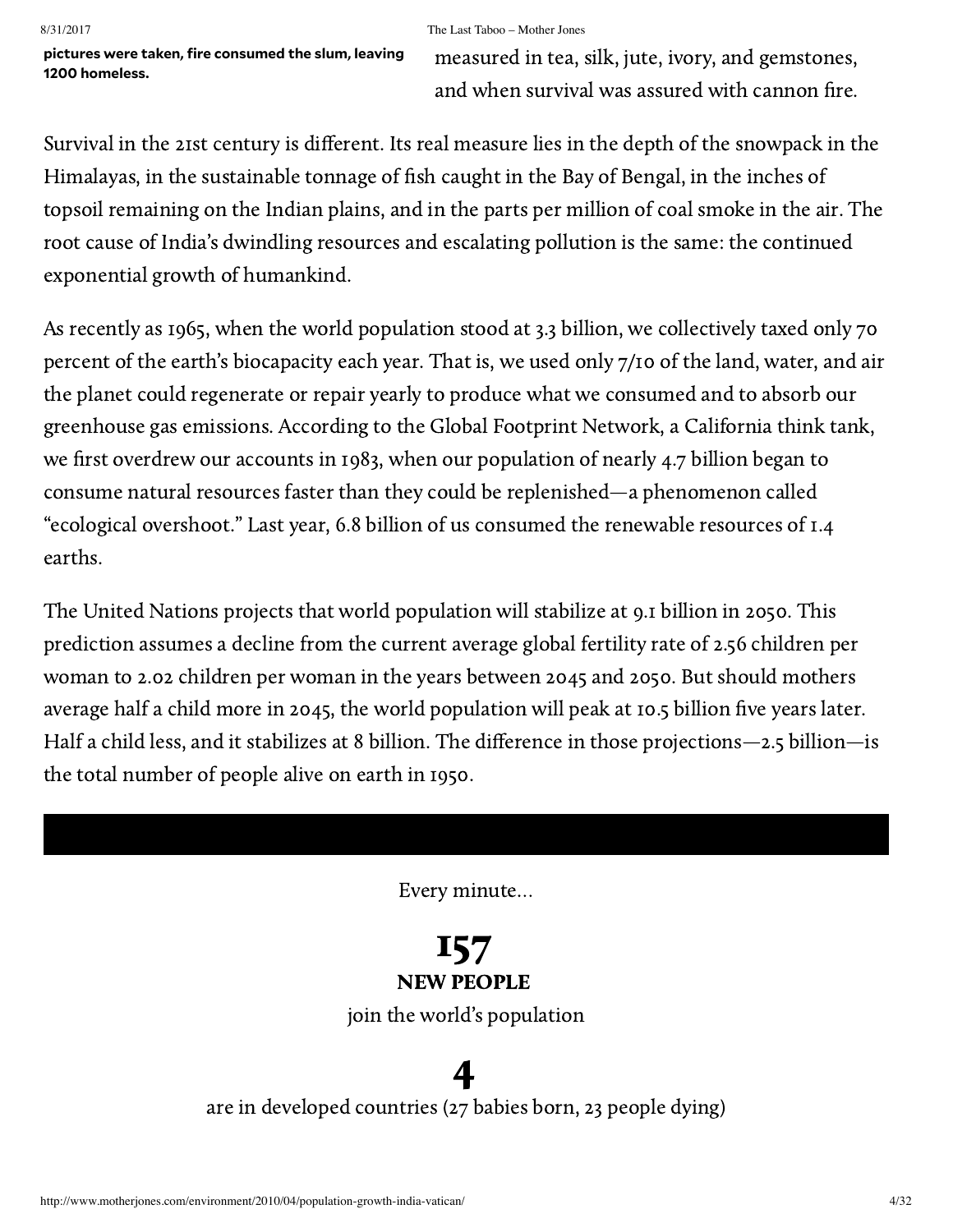**pictures were taken, fire consumed the slum, leaving 1200 homeless.**

measured in tea, silk, jute, ivory, and gemstones, and when survival was assured with cannon fire.

Survival in the 21st century is different. Its real measure lies in the depth of the snowpack in the Himalayas, in the sustainable tonnage of fish caught in the Bay of Bengal, in the inches of topsoil remaining on the Indian plains, and in the parts per million of coal smoke in the air. The root cause of India's dwindling resources and escalating pollution is the same: the continued exponential growth of humankind.

As recently as 1965, when the world population stood at 3.3 billion, we collectively taxed only 70 percent of the earth's biocapacity each year. That is, we used only 7/10 of the land, water, and air the planet could regenerate or repair yearly to produce what we consumed and to absorb our greenhouse gas emissions. According to the Global Footprint Network, a California think tank, we first overdrew our accounts in 1983, when our population of nearly 4.7 billion began to consume natural resources faster than they could be replenished—a phenomenon called "ecological overshoot." Last year, 6.8 billion of us consumed the renewable resources of 1.4 earths.

The United Nations projects that world population will stabilize at 9.1 billion in 2050. This prediction assumes a decline from the current average global fertility rate of 2.56 children per woman to 2.02 children per woman in the years between 2045 and 2050. But should mothers average half a child more in 2045, the world population will peak at 10.5 billion five years later. Half a child less, and it stabilizes at 8 billion. The difference in those projections—2.5 billion—is the total number of people alive on earth in 1950.

Every minute...

**157**
**NEW PEOPLE**
join the world's population

**4**
are in developed countries (27 babies born, 23 people dying)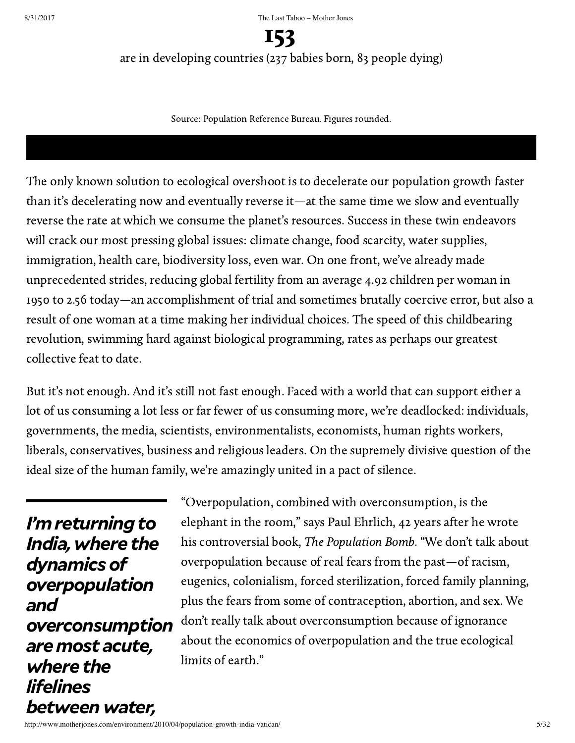# 153

are in developing countries (237 babies born, 83 people dying)

Source: Population Reference Bureau. Figures rounded.

The only known solution to ecological overshoot is to decelerate our population growth faster than it's decelerating now and eventually reverse it—at the same time we slow and eventually reverse the rate at which we consume the planet's resources. Success in these twin endeavors will crack our most pressing global issues: climate change, food scarcity, water supplies, immigration, health care, biodiversity loss, even war. On one front, we've already made unprecedented strides, reducing global fertility from an average 4.92 children per woman in 1950 to 2.56 today—an accomplishment of trial and sometimes brutally coercive error, but also a result of one woman at a time making her individual choices. The speed of this childbearing revolution, swimming hard against biological programming, rates as perhaps our greatest collective feat to date.

But it's not enough. And it's still not fast enough. Faced with a world that can support either a lot of us consuming a lot less or far fewer of us consuming more, we're deadlocked: individuals, governments, the media, scientists, environmentalists, economists, human rights workers, liberals, conservatives, business and religious leaders. On the supremely divisive question of the ideal size of the human family, we're amazingly united in a pact of silence.

***I'm returning to India, where the dynamics of overpopulation and overconsumption are most acute, where the lifelines between water,***

"Overpopulation, combined with overconsumption, is the elephant in the room," says Paul Ehrlich, 42 years after he wrote his controversial book, *The Population Bomb*. "We don't talk about overpopulation because of real fears from the past—of racism, eugenics, colonialism, forced sterilization, forced family planning, plus the fears from some of contraception, abortion, and sex. We don't really talk about overconsumption because of ignorance about the economics of overpopulation and the true ecological limits of earth."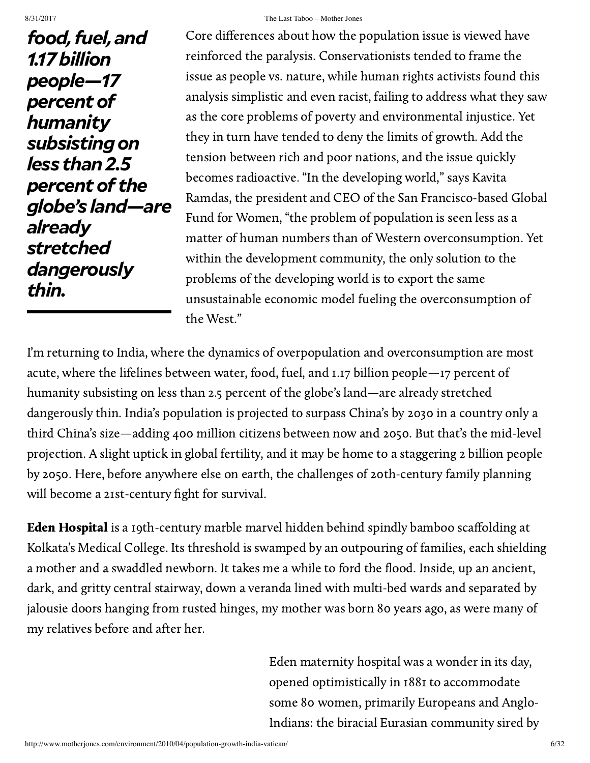> ***food, fuel, and 1.17 billion people—17 percent of humanity subsisting on less than 2.5 percent of the globe's land—are already stretched dangerously thin.***

Core differences about how the population issue is viewed have reinforced the paralysis. Conservationists tended to frame the issue as people vs. nature, while human rights activists found this analysis simplistic and even racist, failing to address what they saw as the core problems of poverty and environmental injustice. Yet they in turn have tended to deny the limits of growth. Add the tension between rich and poor nations, and the issue quickly becomes radioactive. "In the developing world," says Kavita Ramdas, the president and CEO of the San Francisco-based Global Fund for Women, "the problem of population is seen less as a matter of human numbers than of Western overconsumption. Yet within the development community, the only solution to the problems of the developing world is to export the same unsustainable economic model fueling the overconsumption of the West."

I'm returning to India, where the dynamics of overpopulation and overconsumption are most acute, where the lifelines between water, food, fuel, and 1.17 billion people—17 percent of humanity subsisting on less than 2.5 percent of the globe's land—are already stretched dangerously thin. India's population is projected to surpass China's by 2030 in a country only a third China's size—adding 400 million citizens between now and 2050. But that's the mid-level projection. A slight uptick in global fertility, and it may be home to a staggering 2 billion people by 2050. Here, before anywhere else on earth, the challenges of 20th-century family planning will become a 21st-century fight for survival.

**Eden Hospital** is a 19th-century marble marvel hidden behind spindly bamboo scaffolding at Kolkata's Medical College. Its threshold is swamped by an outpouring of families, each shielding a mother and a swaddled newborn. It takes me a while to ford the flood. Inside, up an ancient, dark, and gritty central stairway, down a veranda lined with multi-bed wards and separated by jalousie doors hanging from rusted hinges, my mother was born 80 years ago, as were many of my relatives before and after her.

Eden maternity hospital was a wonder in its day, opened optimistically in 1881 to accommodate some 80 women, primarily Europeans and Anglo-Indians: the biracial Eurasian community sired by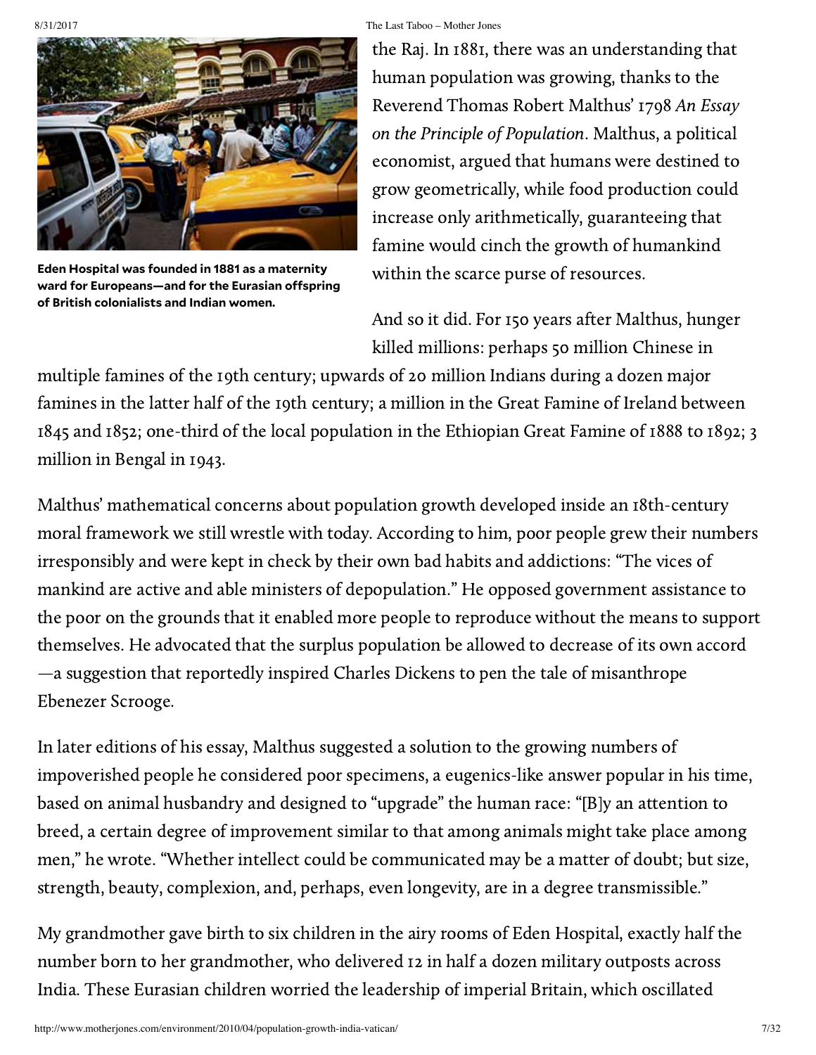Eden Hospital was founded in 1881 as a maternity ward for Europeans—and for the Eurasian offspring of British colonialists and Indian women.

the Raj. In 1881, there was an understanding that human population was growing, thanks to the Reverend Thomas Robert Malthus' 1798 *An Essay on the Principle of Population*. Malthus, a political economist, argued that humans were destined to grow geometrically, while food production could increase only arithmetically, guaranteeing that famine would cinch the growth of humankind within the scarce purse of resources.

And so it did. For 150 years after Malthus, hunger killed millions: perhaps 50 million Chinese in multiple famines of the 19th century; upwards of 20 million Indians during a dozen major famines in the latter half of the 19th century; a million in the Great Famine of Ireland between 1845 and 1852; one-third of the local population in the Ethiopian Great Famine of 1888 to 1892; 3 million in Bengal in 1943.

Malthus' mathematical concerns about population growth developed inside an 18th-century moral framework we still wrestle with today. According to him, poor people grew their numbers irresponsibly and were kept in check by their own bad habits and addictions: "The vices of mankind are active and able ministers of depopulation." He opposed government assistance to the poor on the grounds that it enabled more people to reproduce without the means to support themselves. He advocated that the surplus population be allowed to decrease of its own accord—a suggestion that reportedly inspired Charles Dickens to pen the tale of misanthrope Ebenezer Scrooge.

In later editions of his essay, Malthus suggested a solution to the growing numbers of impoverished people he considered poor specimens, a eugenics-like answer popular in his time, based on animal husbandry and designed to "upgrade" the human race: "[B]y an attention to breed, a certain degree of improvement similar to that among animals might take place among men," he wrote. "Whether intellect could be communicated may be a matter of doubt; but size, strength, beauty, complexion, and, perhaps, even longevity, are in a degree transmissible."

My grandmother gave birth to six children in the airy rooms of Eden Hospital, exactly half the number born to her grandmother, who delivered 12 in half a dozen military outposts across India. These Eurasian children worried the leadership of imperial Britain, which oscillated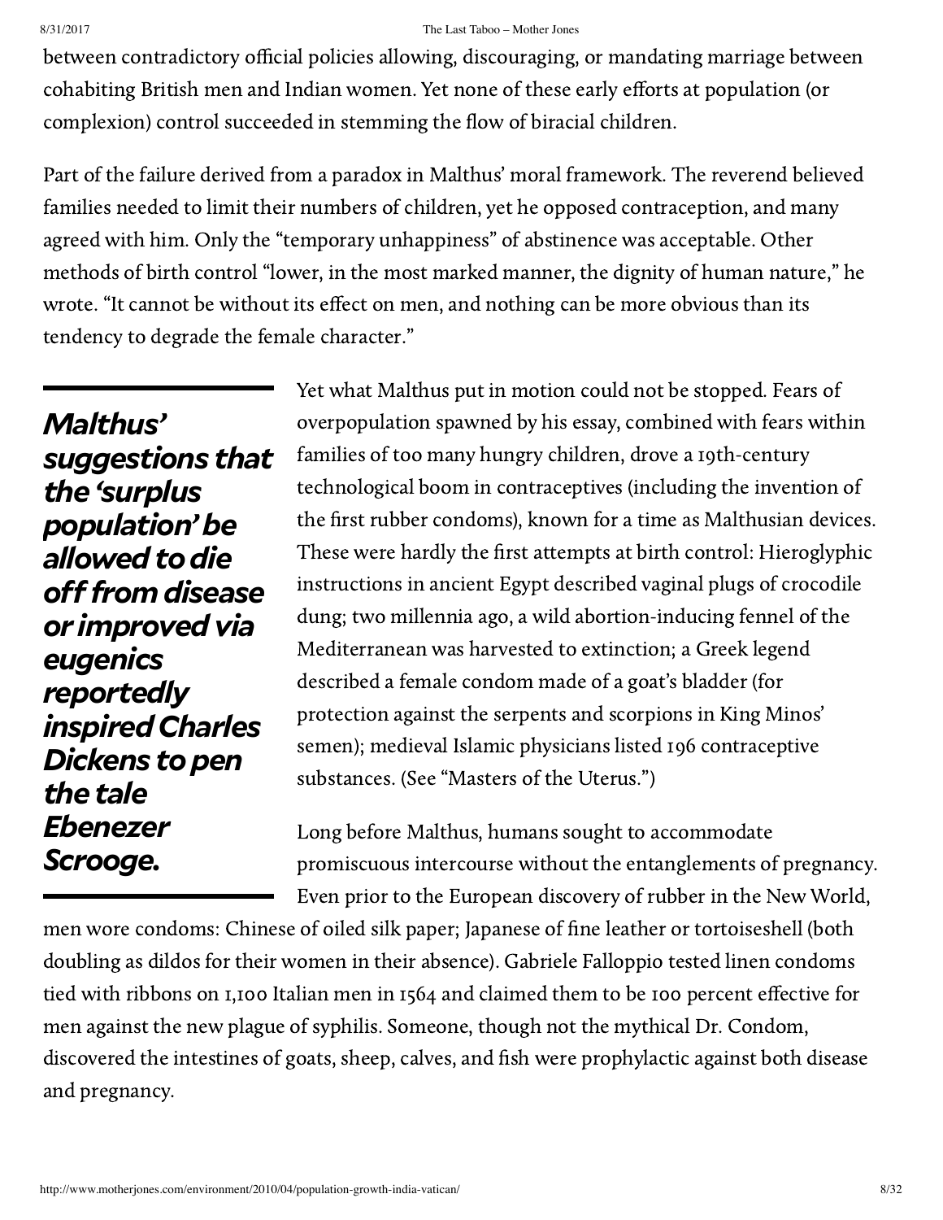between contradictory official policies allowing, discouraging, or mandating marriage between cohabiting British men and Indian women. Yet none of these early efforts at population (or complexion) control succeeded in stemming the flow of biracial children.

Part of the failure derived from a paradox in Malthus' moral framework. The reverend believed families needed to limit their numbers of children, yet he opposed contraception, and many agreed with him. Only the "temporary unhappiness" of abstinence was acceptable. Other methods of birth control "lower, in the most marked manner, the dignity of human nature," he wrote. "It cannot be without its effect on men, and nothing can be more obvious than its tendency to degrade the female character."

> ***Malthus' suggestions that the 'surplus population' be allowed to die off from disease or improved via eugenics reportedly inspired Charles Dickens to pen the tale Ebenezer Scrooge.***

Yet what Malthus put in motion could not be stopped. Fears of overpopulation spawned by his essay, combined with fears within families of too many hungry children, drove a 19th-century technological boom in contraceptives (including the invention of the first rubber condoms), known for a time as Malthusian devices. These were hardly the first attempts at birth control: Hieroglyphic instructions in ancient Egypt described vaginal plugs of crocodile dung; two millennia ago, a wild abortion-inducing fennel of the Mediterranean was harvested to extinction; a Greek legend described a female condom made of a goat's bladder (for protection against the serpents and scorpions in King Minos' semen); medieval Islamic physicians listed 196 contraceptive substances. (See "Masters of the Uterus.")

Long before Malthus, humans sought to accommodate promiscuous intercourse without the entanglements of pregnancy. Even prior to the European discovery of rubber in the New World, men wore condoms: Chinese of oiled silk paper; Japanese of fine leather or tortoiseshell (both doubling as dildos for their women in their absence). Gabriele Falloppio tested linen condoms tied with ribbons on 1,100 Italian men in 1564 and claimed them to be 100 percent effective for men against the new plague of syphilis. Someone, though not the mythical Dr. Condom, discovered the intestines of goats, sheep, calves, and fish were prophylactic against both disease and pregnancy.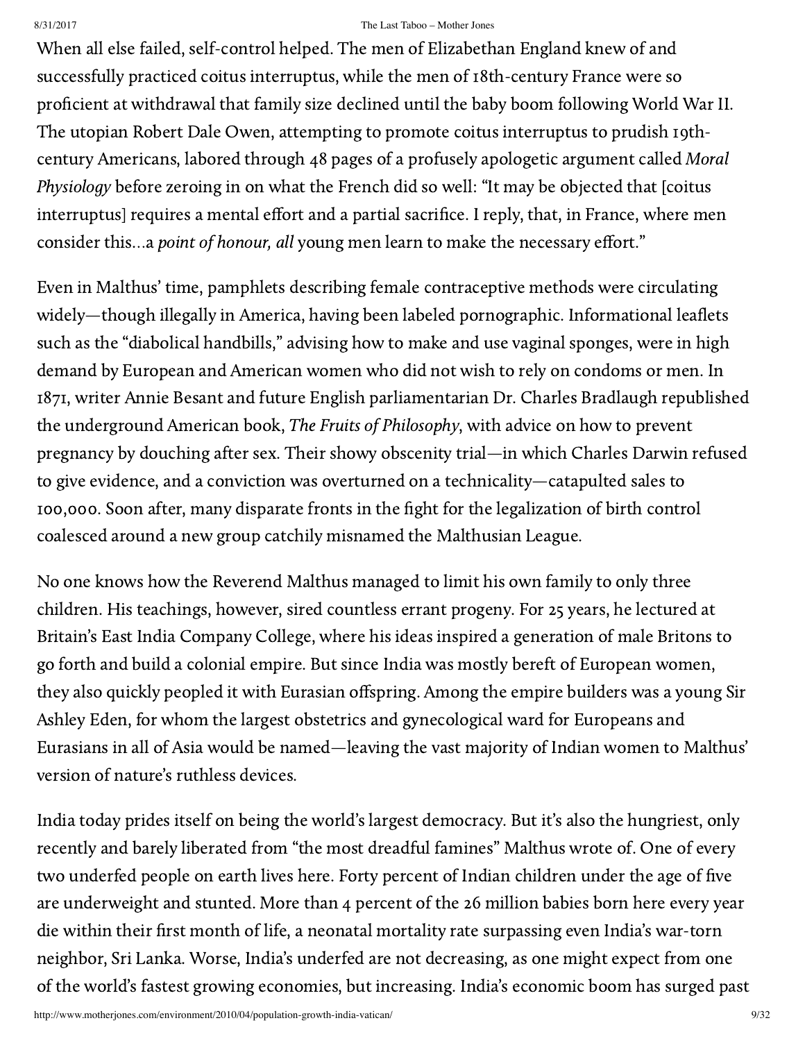When all else failed, self-control helped. The men of Elizabethan England knew of and successfully practiced coitus interruptus, while the men of 18th-century France were so proficient at withdrawal that family size declined until the baby boom following World War II. The utopian Robert Dale Owen, attempting to promote coitus interruptus to prudish 19th-century Americans, labored through 48 pages of a profusely apologetic argument called *Moral Physiology* before zeroing in on what the French did so well: "It may be objected that [coitus interruptus] requires a mental effort and a partial sacrifice. I reply, that, in France, where men consider this…a *point of honour, all* young men learn to make the necessary effort."

Even in Malthus' time, pamphlets describing female contraceptive methods were circulating widely—though illegally in America, having been labeled pornographic. Informational leaflets such as the "diabolical handbills," advising how to make and use vaginal sponges, were in high demand by European and American women who did not wish to rely on condoms or men. In 1871, writer Annie Besant and future English parliamentarian Dr. Charles Bradlaugh republished the underground American book, *The Fruits of Philosophy*, with advice on how to prevent pregnancy by douching after sex. Their showy obscenity trial—in which Charles Darwin refused to give evidence, and a conviction was overturned on a technicality—catapulted sales to 100,000. Soon after, many disparate fronts in the fight for the legalization of birth control coalesced around a new group catchily misnamed the Malthusian League.

No one knows how the Reverend Malthus managed to limit his own family to only three children. His teachings, however, sired countless errant progeny. For 25 years, he lectured at Britain's East India Company College, where his ideas inspired a generation of male Britons to go forth and build a colonial empire. But since India was mostly bereft of European women, they also quickly peopled it with Eurasian offspring. Among the empire builders was a young Sir Ashley Eden, for whom the largest obstetrics and gynecological ward for Europeans and Eurasians in all of Asia would be named—leaving the vast majority of Indian women to Malthus' version of nature's ruthless devices.

India today prides itself on being the world's largest democracy. But it's also the hungriest, only recently and barely liberated from "the most dreadful famines" Malthus wrote of. One of every two underfed people on earth lives here. Forty percent of Indian children under the age of five are underweight and stunted. More than 4 percent of the 26 million babies born here every year die within their first month of life, a neonatal mortality rate surpassing even India's war-torn neighbor, Sri Lanka. Worse, India's underfed are not decreasing, as one might expect from one of the world's fastest growing economies, but increasing. India's economic boom has surged past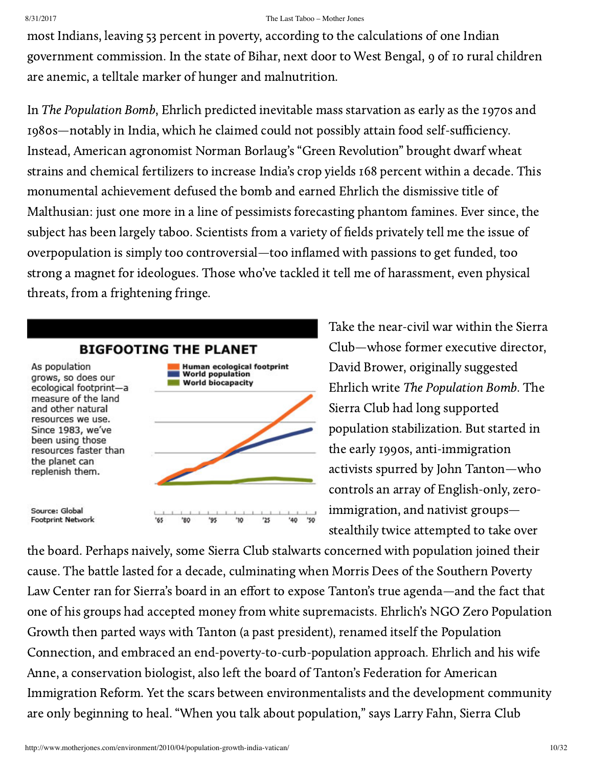most Indians, leaving 53 percent in poverty, according to the calculations of one Indian government commission. In the state of Bihar, next door to West Bengal, 9 of 10 rural children are anemic, a telltale marker of hunger and malnutrition.

In *The Population Bomb*, Ehrlich predicted inevitable mass starvation as early as the 1970s and 1980s—notably in India, which he claimed could not possibly attain food self-sufficiency. Instead, American agronomist Norman Borlaug's "Green Revolution" brought dwarf wheat strains and chemical fertilizers to increase India's crop yields 168 percent within a decade. This monumental achievement defused the bomb and earned Ehrlich the dismissive title of Malthusian: just one more in a line of pessimists forecasting phantom famines. Ever since, the subject has been largely taboo. Scientists from a variety of fields privately tell me the issue of overpopulation is simply too controversial—too inflamed with passions to get funded, too strong a magnet for ideologues. Those who've tackled it tell me of harassment, even physical threats, from a frightening fringe.

**BIGFOOTING THE PLANET**

As population grows, so does our ecological footprint—a measure of the land and other natural resources we use. Since 1983, we've been using those resources faster than the planet can replenish them.

Human ecological footprint
World population
World biocapacity

'65 '80 '95 '10 '25 '40 '50

Source: Global Footprint Network

Take the near-civil war within the Sierra Club—whose former executive director, David Brower, originally suggested Ehrlich write *The Population Bomb*. The Sierra Club had long supported population stabilization. But started in the early 1990s, anti-immigration activists spurred by John Tanton—who controls an array of English-only, zero-immigration, and nativist groups—stealthily twice attempted to take over the board. Perhaps naively, some Sierra Club stalwarts concerned with population joined their cause. The battle lasted for a decade, culminating when Morris Dees of the Southern Poverty Law Center ran for Sierra's board in an effort to expose Tanton's true agenda—and the fact that one of his groups had accepted money from white supremacists. Ehrlich's NGO Zero Population Growth then parted ways with Tanton (a past president), renamed itself the Population Connection, and embraced an end-poverty-to-curb-population approach. Ehrlich and his wife Anne, a conservation biologist, also left the board of Tanton's Federation for American Immigration Reform. Yet the scars between environmentalists and the development community are only beginning to heal. "When you talk about population," says Larry Fahn, Sierra Club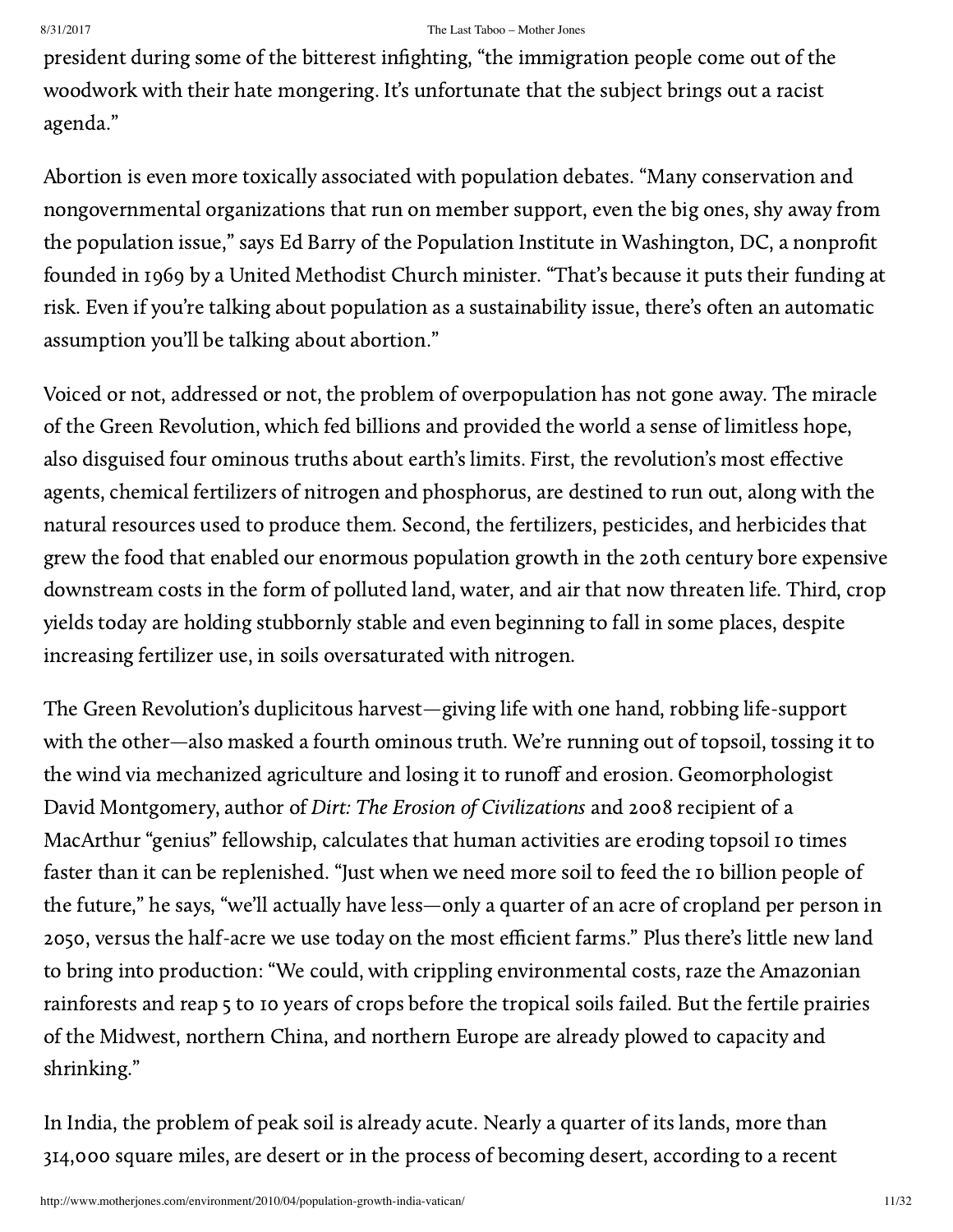president during some of the bitterest infighting, "the immigration people come out of the woodwork with their hate mongering. It's unfortunate that the subject brings out a racist agenda."

Abortion is even more toxically associated with population debates. "Many conservation and nongovernmental organizations that run on member support, even the big ones, shy away from the population issue," says Ed Barry of the Population Institute in Washington, DC, a nonprofit founded in 1969 by a United Methodist Church minister. "That's because it puts their funding at risk. Even if you're talking about population as a sustainability issue, there's often an automatic assumption you'll be talking about abortion."

Voiced or not, addressed or not, the problem of overpopulation has not gone away. The miracle of the Green Revolution, which fed billions and provided the world a sense of limitless hope, also disguised four ominous truths about earth's limits. First, the revolution's most effective agents, chemical fertilizers of nitrogen and phosphorus, are destined to run out, along with the natural resources used to produce them. Second, the fertilizers, pesticides, and herbicides that grew the food that enabled our enormous population growth in the 20th century bore expensive downstream costs in the form of polluted land, water, and air that now threaten life. Third, crop yields today are holding stubbornly stable and even beginning to fall in some places, despite increasing fertilizer use, in soils oversaturated with nitrogen.

The Green Revolution's duplicitous harvest—giving life with one hand, robbing life-support with the other—also masked a fourth ominous truth. We're running out of topsoil, tossing it to the wind via mechanized agriculture and losing it to runoff and erosion. Geomorphologist David Montgomery, author of *Dirt: The Erosion of Civilizations* and 2008 recipient of a MacArthur "genius" fellowship, calculates that human activities are eroding topsoil 10 times faster than it can be replenished. "Just when we need more soil to feed the 10 billion people of the future," he says, "we'll actually have less—only a quarter of an acre of cropland per person in 2050, versus the half-acre we use today on the most efficient farms." Plus there's little new land to bring into production: "We could, with crippling environmental costs, raze the Amazonian rainforests and reap 5 to 10 years of crops before the tropical soils failed. But the fertile prairies of the Midwest, northern China, and northern Europe are already plowed to capacity and shrinking."

In India, the problem of peak soil is already acute. Nearly a quarter of its lands, more than 314,000 square miles, are desert or in the process of becoming desert, according to a recent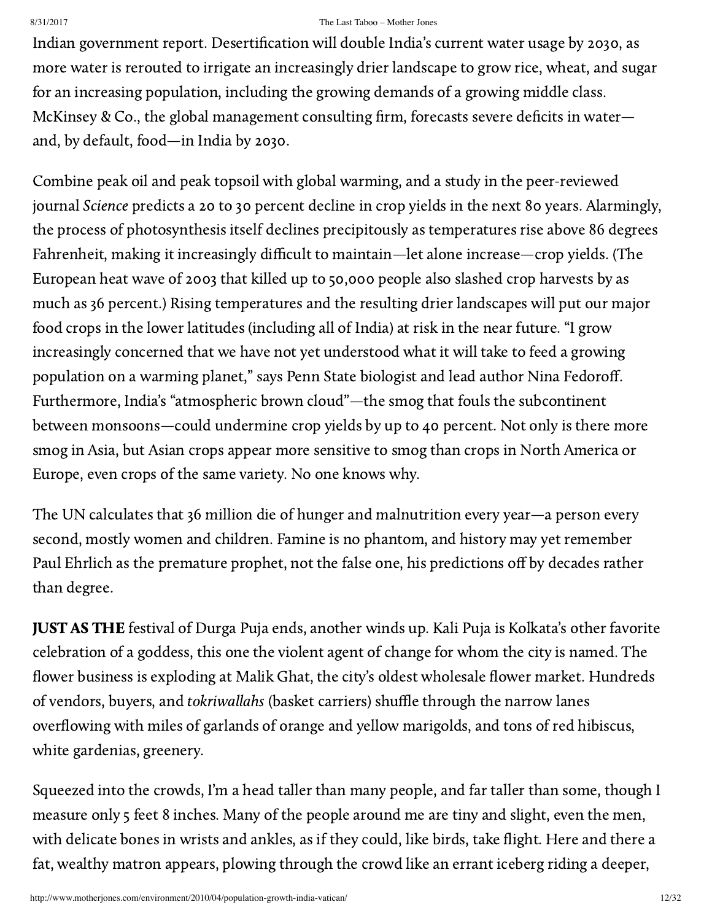Indian government report. Desertification will double India's current water usage by 2030, as more water is rerouted to irrigate an increasingly drier landscape to grow rice, wheat, and sugar for an increasing population, including the growing demands of a growing middle class. McKinsey & Co., the global management consulting firm, forecasts severe deficits in water—and, by default, food—in India by 2030.

Combine peak oil and peak topsoil with global warming, and a study in the peer-reviewed journal *Science* predicts a 20 to 30 percent decline in crop yields in the next 80 years. Alarmingly, the process of photosynthesis itself declines precipitously as temperatures rise above 86 degrees Fahrenheit, making it increasingly difficult to maintain—let alone increase—crop yields. (The European heat wave of 2003 that killed up to 50,000 people also slashed crop harvests by as much as 36 percent.) Rising temperatures and the resulting drier landscapes will put our major food crops in the lower latitudes (including all of India) at risk in the near future. "I grow increasingly concerned that we have not yet understood what it will take to feed a growing population on a warming planet," says Penn State biologist and lead author Nina Fedoroff. Furthermore, India's "atmospheric brown cloud"—the smog that fouls the subcontinent between monsoons—could undermine crop yields by up to 40 percent. Not only is there more smog in Asia, but Asian crops appear more sensitive to smog than crops in North America or Europe, even crops of the same variety. No one knows why.

The UN calculates that 36 million die of hunger and malnutrition every year—a person every second, mostly women and children. Famine is no phantom, and history may yet remember Paul Ehrlich as the premature prophet, not the false one, his predictions off by decades rather than degree.

**JUST AS THE** festival of Durga Puja ends, another winds up. Kali Puja is Kolkata's other favorite celebration of a goddess, this one the violent agent of change for whom the city is named. The flower business is exploding at Malik Ghat, the city's oldest wholesale flower market. Hundreds of vendors, buyers, and *tokriwallahs* (basket carriers) shuffle through the narrow lanes overflowing with miles of garlands of orange and yellow marigolds, and tons of red hibiscus, white gardenias, greenery.

Squeezed into the crowds, I'm a head taller than many people, and far taller than some, though I measure only 5 feet 8 inches. Many of the people around me are tiny and slight, even the men, with delicate bones in wrists and ankles, as if they could, like birds, take flight. Here and there a fat, wealthy matron appears, plowing through the crowd like an errant iceberg riding a deeper,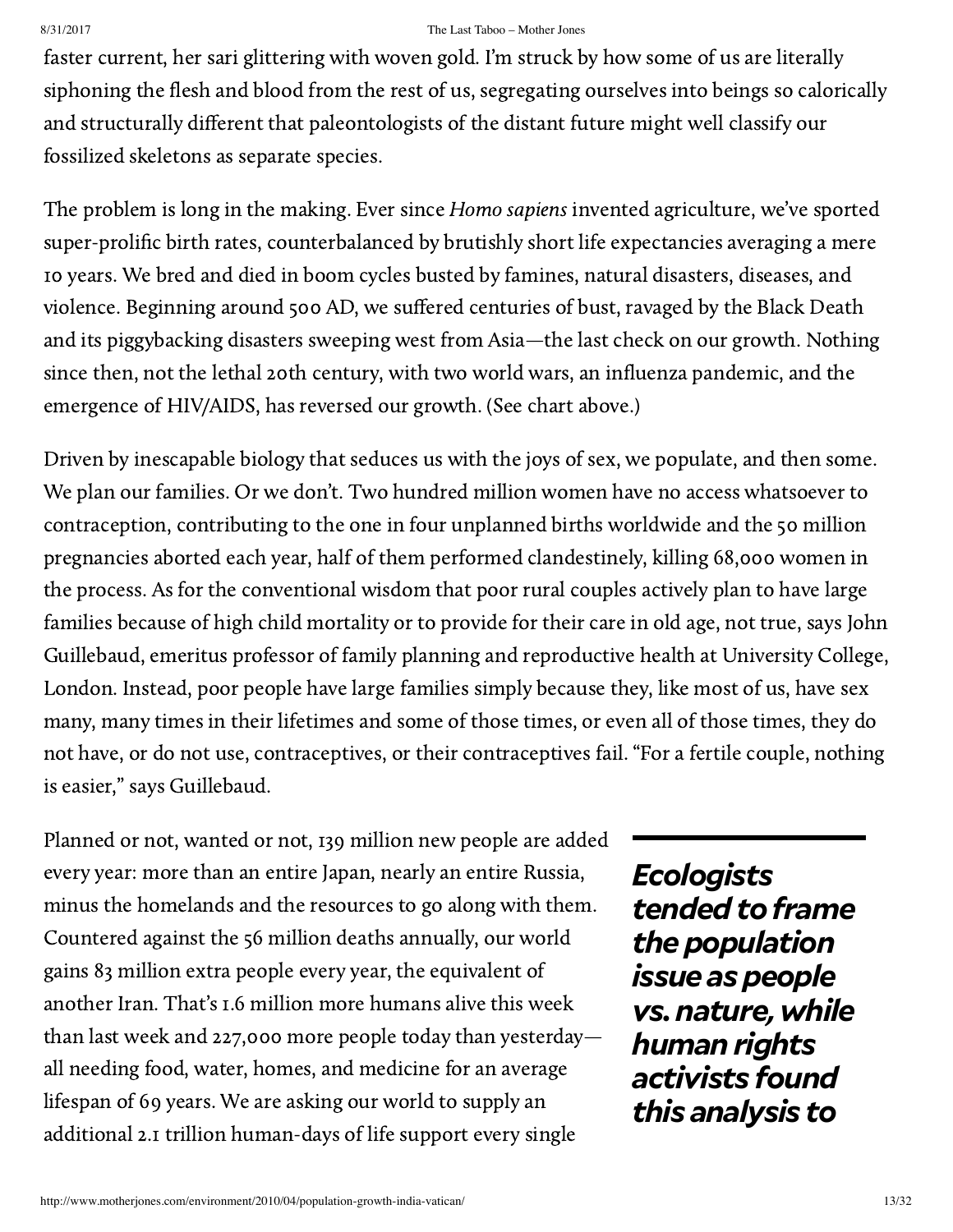faster current, her sari glittering with woven gold. I'm struck by how some of us are literally siphoning the flesh and blood from the rest of us, segregating ourselves into beings so calorically and structurally different that paleontologists of the distant future might well classify our fossilized skeletons as separate species.

The problem is long in the making. Ever since *Homo sapiens* invented agriculture, we've sported super-prolific birth rates, counterbalanced by brutishly short life expectancies averaging a mere 10 years. We bred and died in boom cycles busted by famines, natural disasters, diseases, and violence. Beginning around 500 AD, we suffered centuries of bust, ravaged by the Black Death and its piggybacking disasters sweeping west from Asia—the last check on our growth. Nothing since then, not the lethal 20th century, with two world wars, an influenza pandemic, and the emergence of HIV/AIDS, has reversed our growth. (See chart above.)

Driven by inescapable biology that seduces us with the joys of sex, we populate, and then some. We plan our families. Or we don't. Two hundred million women have no access whatsoever to contraception, contributing to the one in four unplanned births worldwide and the 50 million pregnancies aborted each year, half of them performed clandestinely, killing 68,000 women in the process. As for the conventional wisdom that poor rural couples actively plan to have large families because of high child mortality or to provide for their care in old age, not true, says John Guillebaud, emeritus professor of family planning and reproductive health at University College, London. Instead, poor people have large families simply because they, like most of us, have sex many, many times in their lifetimes and some of those times, or even all of those times, they do not have, or do not use, contraceptives, or their contraceptives fail. "For a fertile couple, nothing is easier," says Guillebaud.

> ***Ecologists tended to frame the population issue as people vs. nature, while human rights activists found this analysis to***

Planned or not, wanted or not, 139 million new people are added every year: more than an entire Japan, nearly an entire Russia, minus the homelands and the resources to go along with them. Countered against the 56 million deaths annually, our world gains 83 million extra people every year, the equivalent of another Iran. That's 1.6 million more humans alive this week than last week and 227,000 more people today than yesterday—all needing food, water, homes, and medicine for an average lifespan of 69 years. We are asking our world to supply an additional 2.1 trillion human-days of life support every single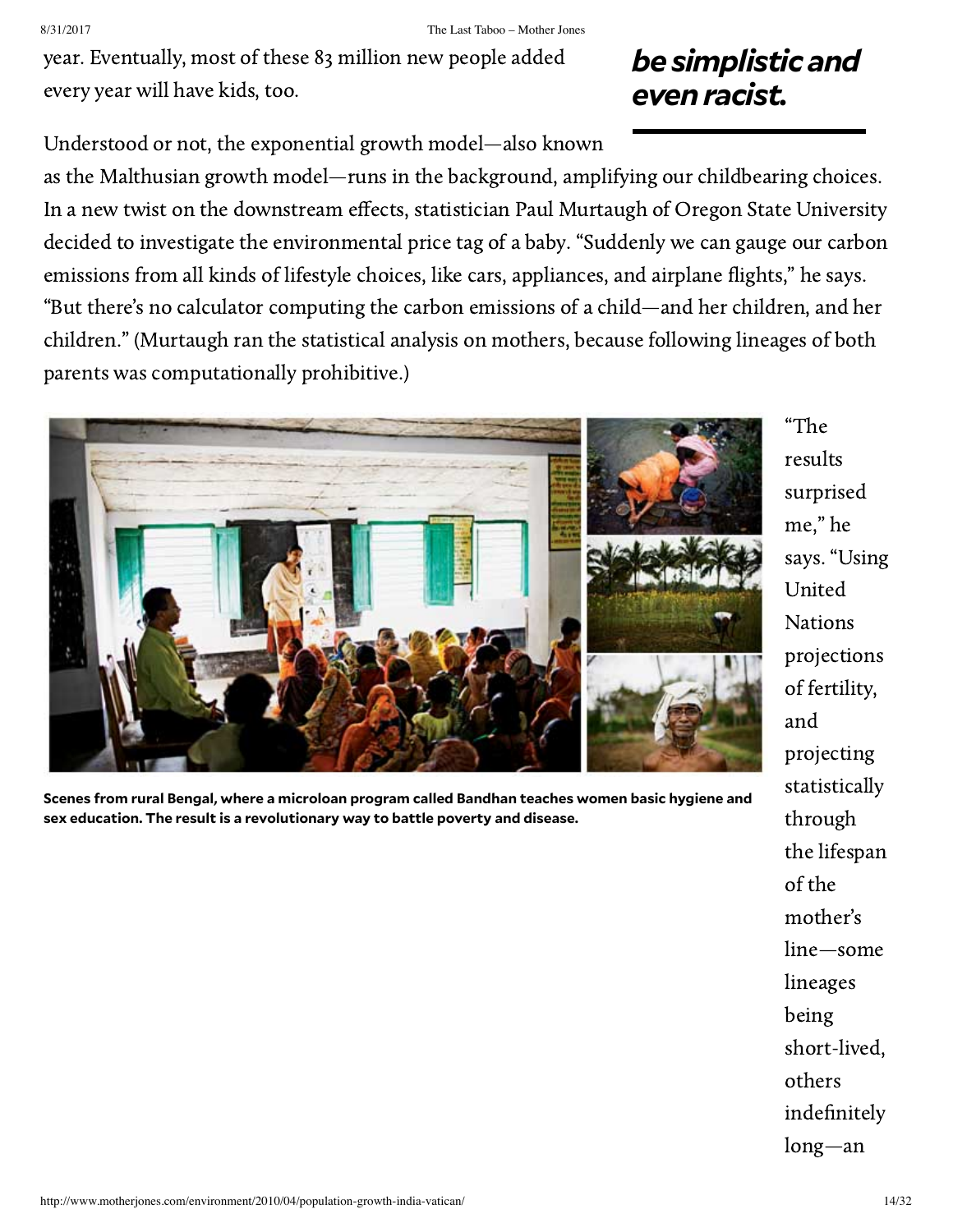year. Eventually, most of these 83 million new people added every year will have kids, too.

***be simplistic and even racist.***

Understood or not, the exponential growth model—also known as the Malthusian growth model—runs in the background, amplifying our childbearing choices. In a new twist on the downstream effects, statistician Paul Murtaugh of Oregon State University decided to investigate the environmental price tag of a baby. "Suddenly we can gauge our carbon emissions from all kinds of lifestyle choices, like cars, appliances, and airplane flights," he says. "But there's no calculator computing the carbon emissions of a child—and her children, and her children." (Murtaugh ran the statistical analysis on mothers, because following lineages of both parents was computationally prohibitive.)

**Scenes from rural Bengal, where a microloan program called Bandhan teaches women basic hygiene and sex education. The result is a revolutionary way to battle poverty and disease.**

"The results surprised me," he says. "Using United Nations projections of fertility, and projecting statistically through the lifespan of the mother's line—some lineages being short-lived, others indefinitely long—an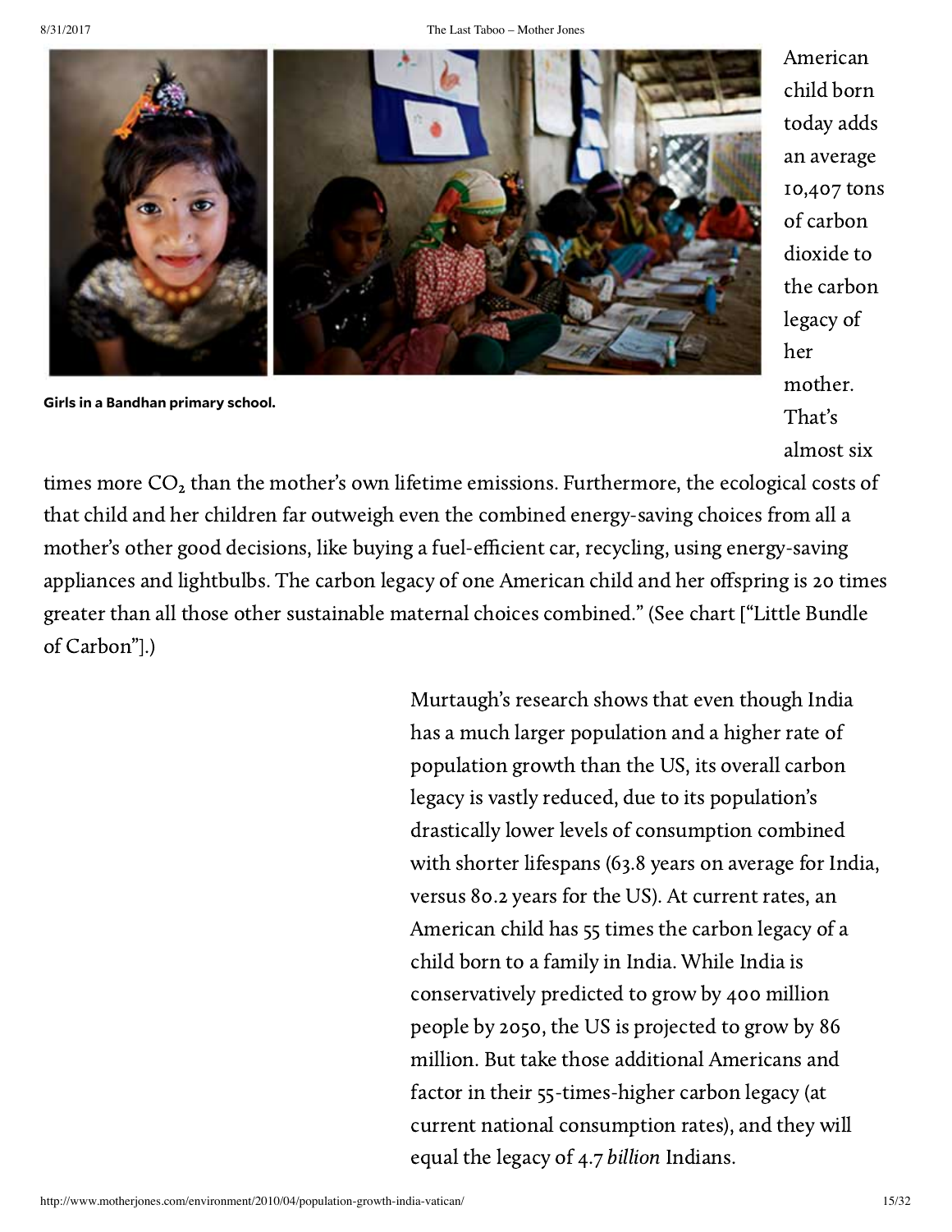Girls in a Bandhan primary school.

American child born today adds an average 10,407 tons of carbon dioxide to the carbon legacy of her mother. That's almost six times more $CO_2$ than the mother's own lifetime emissions. Furthermore, the ecological costs of that child and her children far outweigh even the combined energy-saving choices from all a mother's other good decisions, like buying a fuel-efficient car, recycling, using energy-saving appliances and lightbulbs. The carbon legacy of one American child and her offspring is 20 times greater than all those other sustainable maternal choices combined." (See chart ["Little Bundle of Carbon"].)

Murtaugh's research shows that even though India has a much larger population and a higher rate of population growth than the US, its overall carbon legacy is vastly reduced, due to its population's drastically lower levels of consumption combined with shorter lifespans (63.8 years on average for India, versus 80.2 years for the US). At current rates, an American child has 55 times the carbon legacy of a child born to a family in India. While India is conservatively predicted to grow by 400 million people by 2050, the US is projected to grow by 86 million. But take those additional Americans and factor in their 55-times-higher carbon legacy (at current national consumption rates), and they will equal the legacy of 4.7 *billion* Indians.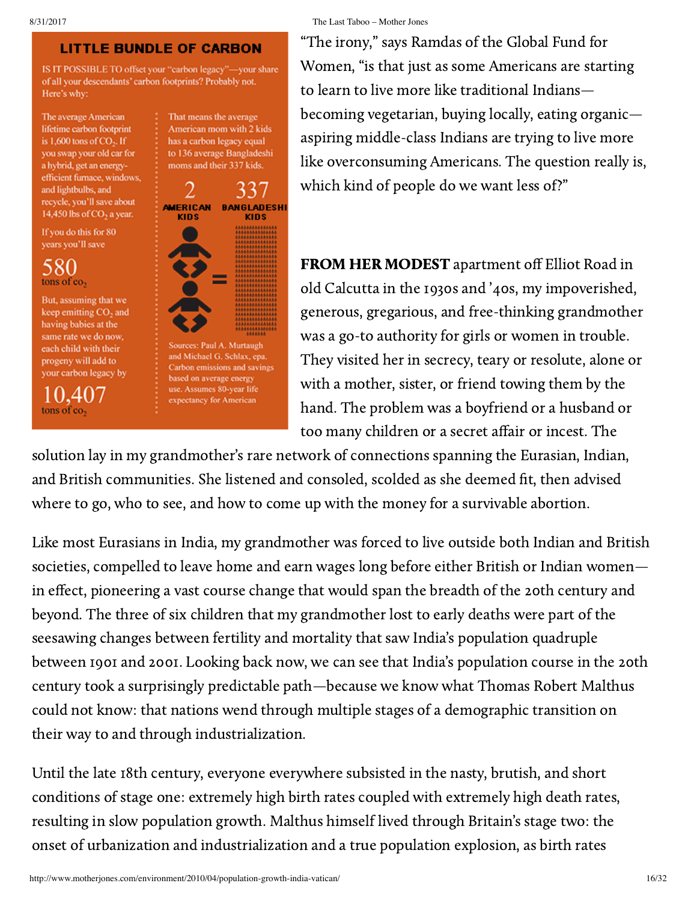## LITTLE BUNDLE OF CARBON

IS IT POSSIBLE TO offset your "carbon legacy"—your share of all your descendants' carbon footprints? Probably not. Here's why:

The average American lifetime carbon footprint is 1,600 tons of $CO_2$. If you swap your old car for a hybrid, get an energy-efficient furnace, windows, and lightbulbs, and recycle, you'll save about 14,450 lbs of $CO_2$ a year.

If you do this for 80 years you'll save

**580** tons of $CO_2$

But, assuming that we keep emitting $CO_2$ and having babies at the same rate we do now, each child with their progeny will add to your carbon legacy by

**10,407** tons of $CO_2$

That means the average American mom with 2 kids has a carbon legacy equal to 136 average Bangladeshi moms and their 337 kids.

**2** AMERICAN KIDS = **337** BANGLADESHI KIDS

Sources: Paul A. Murtaugh and Michael G. Schlax, epa. Carbon emissions and savings based on average energy use. Assumes 80-year life expectancy for American

"The irony," says Ramdas of the Global Fund for Women, "is that just as some Americans are starting to learn to live more like traditional Indians—becoming vegetarian, buying locally, eating organic—aspiring middle-class Indians are trying to live more like overconsuming Americans. The question really is, which kind of people do we want less of?"

**FROM HER MODEST** apartment off Elliot Road in old Calcutta in the 1930s and '40s, my impoverished, generous, gregarious, and free-thinking grandmother was a go-to authority for girls or women in trouble. They visited her in secrecy, teary or resolute, alone or with a mother, sister, or friend towing them by the hand. The problem was a boyfriend or a husband or too many children or a secret affair or incest. The solution lay in my grandmother's rare network of connections spanning the Eurasian, Indian, and British communities. She listened and consoled, scolded as she deemed fit, then advised where to go, who to see, and how to come up with the money for a survivable abortion.

Like most Eurasians in India, my grandmother was forced to live outside both Indian and British societies, compelled to leave home and earn wages long before either British or Indian women—in effect, pioneering a vast course change that would span the breadth of the 20th century and beyond. The three of six children that my grandmother lost to early deaths were part of the seesawing changes between fertility and mortality that saw India's population quadruple between 1901 and 2001. Looking back now, we can see that India's population course in the 20th century took a surprisingly predictable path—because we know what Thomas Robert Malthus could not know: that nations wend through multiple stages of a demographic transition on their way to and through industrialization.

Until the late 18th century, everyone everywhere subsisted in the nasty, brutish, and short conditions of stage one: extremely high birth rates coupled with extremely high death rates, resulting in slow population growth. Malthus himself lived through Britain's stage two: the onset of urbanization and industrialization and a true population explosion, as birth rates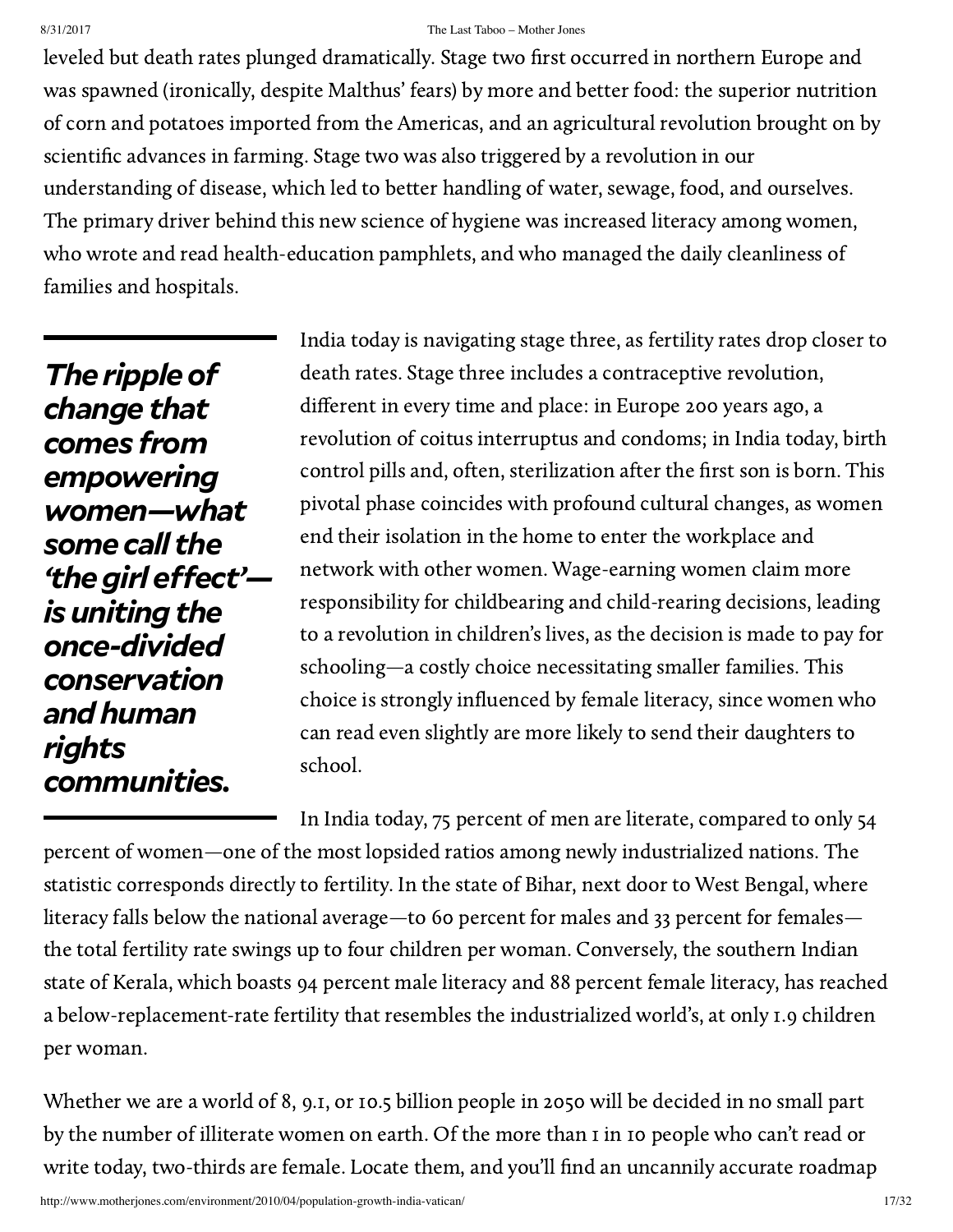leveled but death rates plunged dramatically. Stage two first occurred in northern Europe and was spawned (ironically, despite Malthus' fears) by more and better food: the superior nutrition of corn and potatoes imported from the Americas, and an agricultural revolution brought on by scientific advances in farming. Stage two was also triggered by a revolution in our understanding of disease, which led to better handling of water, sewage, food, and ourselves. The primary driver behind this new science of hygiene was increased literacy among women, who wrote and read health-education pamphlets, and who managed the daily cleanliness of families and hospitals.

> ***The ripple of change that comes from empowering women—what some call the 'the girl effect'—is uniting the once-divided conservation and human rights communities.***

India today is navigating stage three, as fertility rates drop closer to death rates. Stage three includes a contraceptive revolution, different in every time and place: in Europe 200 years ago, a revolution of coitus interruptus and condoms; in India today, birth control pills and, often, sterilization after the first son is born. This pivotal phase coincides with profound cultural changes, as women end their isolation in the home to enter the workplace and network with other women. Wage-earning women claim more responsibility for childbearing and child-rearing decisions, leading to a revolution in children's lives, as the decision is made to pay for schooling—a costly choice necessitating smaller families. This choice is strongly influenced by female literacy, since women who can read even slightly are more likely to send their daughters to school.

In India today, 75 percent of men are literate, compared to only 54 percent of women—one of the most lopsided ratios among newly industrialized nations. The statistic corresponds directly to fertility. In the state of Bihar, next door to West Bengal, where literacy falls below the national average—to 60 percent for males and 33 percent for females—the total fertility rate swings up to four children per woman. Conversely, the southern Indian state of Kerala, which boasts 94 percent male literacy and 88 percent female literacy, has reached a below-replacement-rate fertility that resembles the industrialized world's, at only 1.9 children per woman.

Whether we are a world of 8, 9.1, or 10.5 billion people in 2050 will be decided in no small part by the number of illiterate women on earth. Of the more than 1 in 10 people who can't read or write today, two-thirds are female. Locate them, and you'll find an uncannily accurate roadmap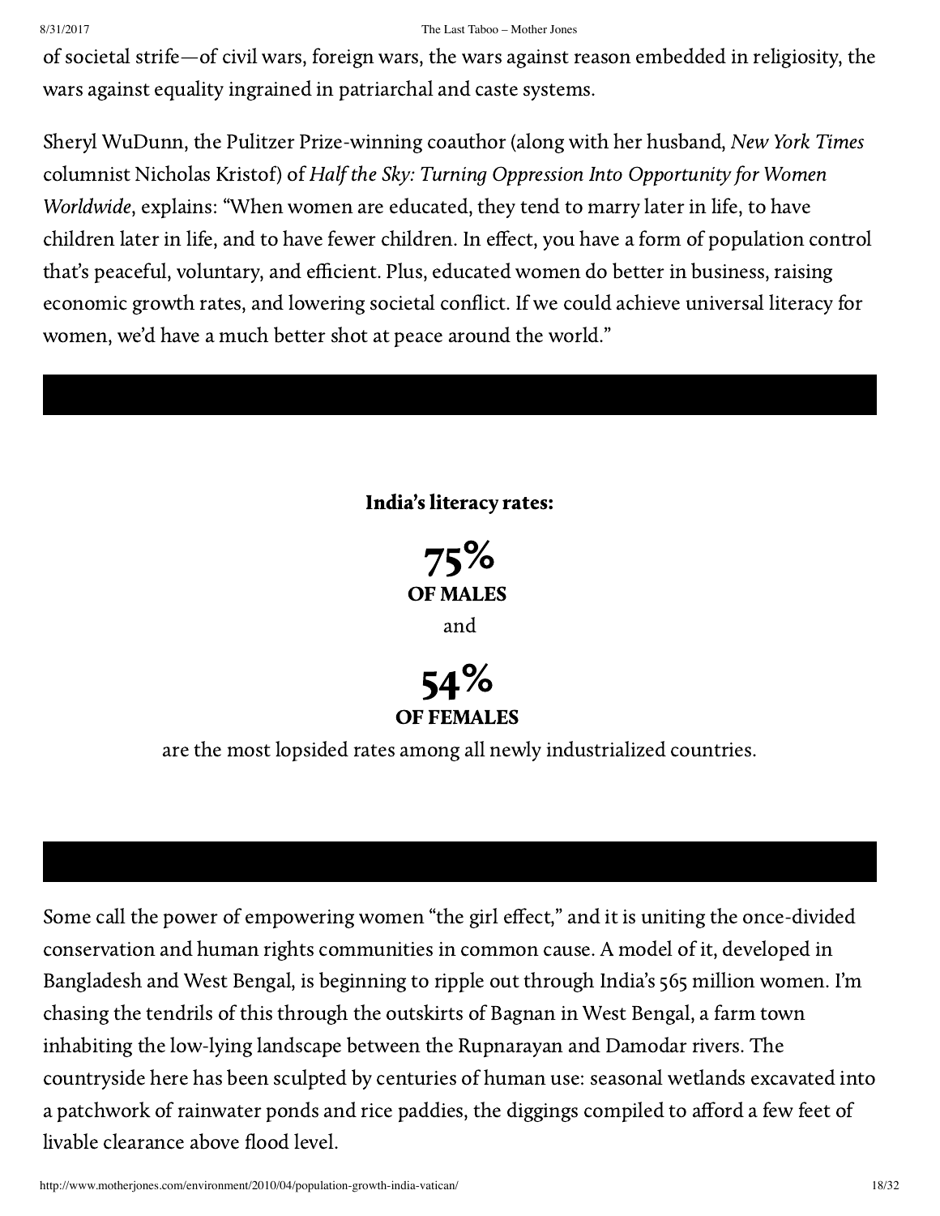of societal strife—of civil wars, foreign wars, the wars against reason embedded in religiosity, the wars against equality ingrained in patriarchal and caste systems.

Sheryl WuDunn, the Pulitzer Prize-winning coauthor (along with her husband, *New York Times* columnist Nicholas Kristof) of *Half the Sky: Turning Oppression Into Opportunity for Women Worldwide*, explains: "When women are educated, they tend to marry later in life, to have children later in life, and to have fewer children. In effect, you have a form of population control that's peaceful, voluntary, and efficient. Plus, educated women do better in business, raising economic growth rates, and lowering societal conflict. If we could achieve universal literacy for women, we'd have a much better shot at peace around the world."

**India's literacy rates:**

**75%**
**OF MALES**

and

**54%**
**OF FEMALES**

are the most lopsided rates among all newly industrialized countries.

Some call the power of empowering women "the girl effect," and it is uniting the once-divided conservation and human rights communities in common cause. A model of it, developed in Bangladesh and West Bengal, is beginning to ripple out through India's 565 million women. I'm chasing the tendrils of this through the outskirts of Bagnan in West Bengal, a farm town inhabiting the low-lying landscape between the Rupnarayan and Damodar rivers. The countryside here has been sculpted by centuries of human use: seasonal wetlands excavated into a patchwork of rainwater ponds and rice paddies, the diggings compiled to afford a few feet of livable clearance above flood level.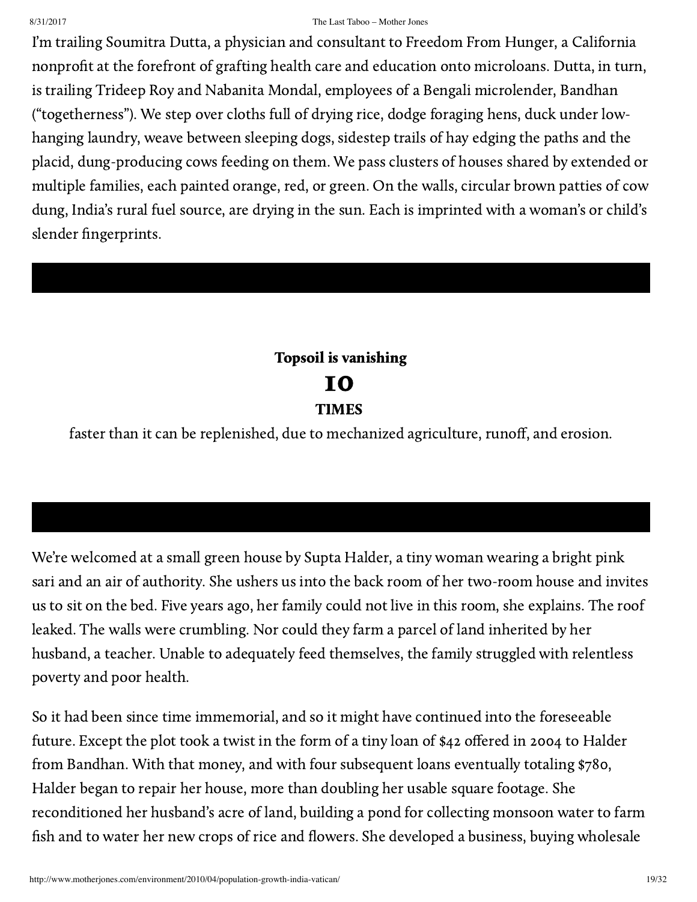I'm trailing Soumitra Dutta, a physician and consultant to Freedom From Hunger, a California nonprofit at the forefront of grafting health care and education onto microloans. Dutta, in turn, is trailing Trideep Roy and Nabanita Mondal, employees of a Bengali microlender, Bandhan ("togetherness"). We step over cloths full of drying rice, dodge foraging hens, duck under low-hanging laundry, weave between sleeping dogs, sidestep trails of hay edging the paths and the placid, dung-producing cows feeding on them. We pass clusters of houses shared by extended or multiple families, each painted orange, red, or green. On the walls, circular brown patties of cow dung, India's rural fuel source, are drying in the sun. Each is imprinted with a woman's or child's slender fingerprints.

**Topsoil is vanishing**

**10**

**TIMES**

faster than it can be replenished, due to mechanized agriculture, runoff, and erosion.

We're welcomed at a small green house by Supta Halder, a tiny woman wearing a bright pink sari and an air of authority. She ushers us into the back room of her two-room house and invites us to sit on the bed. Five years ago, her family could not live in this room, she explains. The roof leaked. The walls were crumbling. Nor could they farm a parcel of land inherited by her husband, a teacher. Unable to adequately feed themselves, the family struggled with relentless poverty and poor health.

So it had been since time immemorial, and so it might have continued into the foreseeable future. Except the plot took a twist in the form of a tiny loan of $42 offered in 2004 to Halder from Bandhan. With that money, and with four subsequent loans eventually totaling $780, Halder began to repair her house, more than doubling her usable square footage. She reconditioned her husband's acre of land, building a pond for collecting monsoon water to farm fish and to water her new crops of rice and flowers. She developed a business, buying wholesale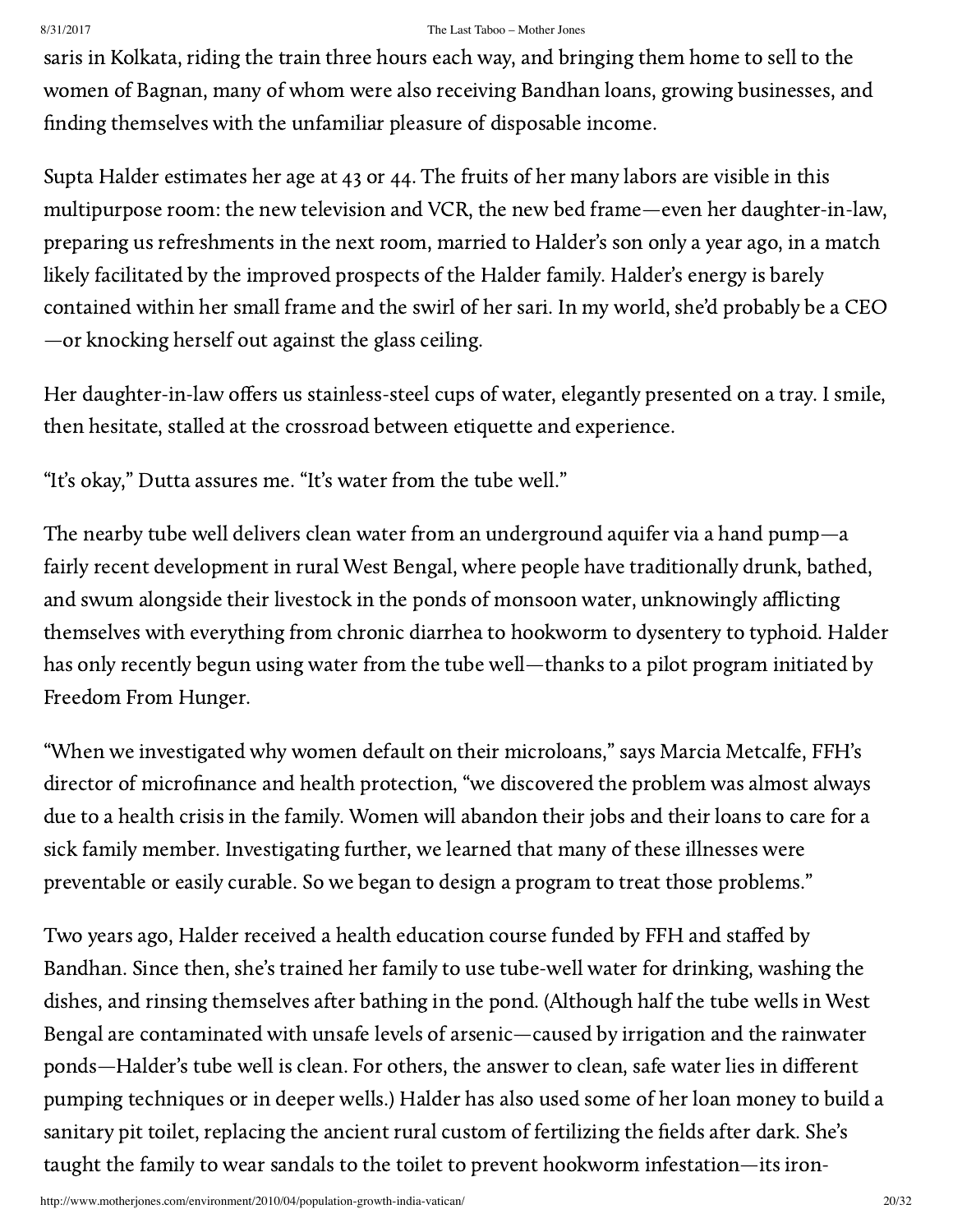saris in Kolkata, riding the train three hours each way, and bringing them home to sell to the women of Bagnan, many of whom were also receiving Bandhan loans, growing businesses, and finding themselves with the unfamiliar pleasure of disposable income.

Supta Halder estimates her age at 43 or 44. The fruits of her many labors are visible in this multipurpose room: the new television and VCR, the new bed frame—even her daughter-in-law, preparing us refreshments in the next room, married to Halder's son only a year ago, in a match likely facilitated by the improved prospects of the Halder family. Halder's energy is barely contained within her small frame and the swirl of her sari. In my world, she'd probably be a CEO—or knocking herself out against the glass ceiling.

Her daughter-in-law offers us stainless-steel cups of water, elegantly presented on a tray. I smile, then hesitate, stalled at the crossroad between etiquette and experience.

"It's okay," Dutta assures me. "It's water from the tube well."

The nearby tube well delivers clean water from an underground aquifer via a hand pump—a fairly recent development in rural West Bengal, where people have traditionally drunk, bathed, and swum alongside their livestock in the ponds of monsoon water, unknowingly afflicting themselves with everything from chronic diarrhea to hookworm to dysentery to typhoid. Halder has only recently begun using water from the tube well—thanks to a pilot program initiated by Freedom From Hunger.

"When we investigated why women default on their microloans," says Marcia Metcalfe, FFH's director of microfinance and health protection, "we discovered the problem was almost always due to a health crisis in the family. Women will abandon their jobs and their loans to care for a sick family member. Investigating further, we learned that many of these illnesses were preventable or easily curable. So we began to design a program to treat those problems."

Two years ago, Halder received a health education course funded by FFH and staffed by Bandhan. Since then, she's trained her family to use tube-well water for drinking, washing the dishes, and rinsing themselves after bathing in the pond. (Although half the tube wells in West Bengal are contaminated with unsafe levels of arsenic—caused by irrigation and the rainwater ponds—Halder's tube well is clean. For others, the answer to clean, safe water lies in different pumping techniques or in deeper wells.) Halder has also used some of her loan money to build a sanitary pit toilet, replacing the ancient rural custom of fertilizing the fields after dark. She's taught the family to wear sandals to the toilet to prevent hookworm infestation—its iron-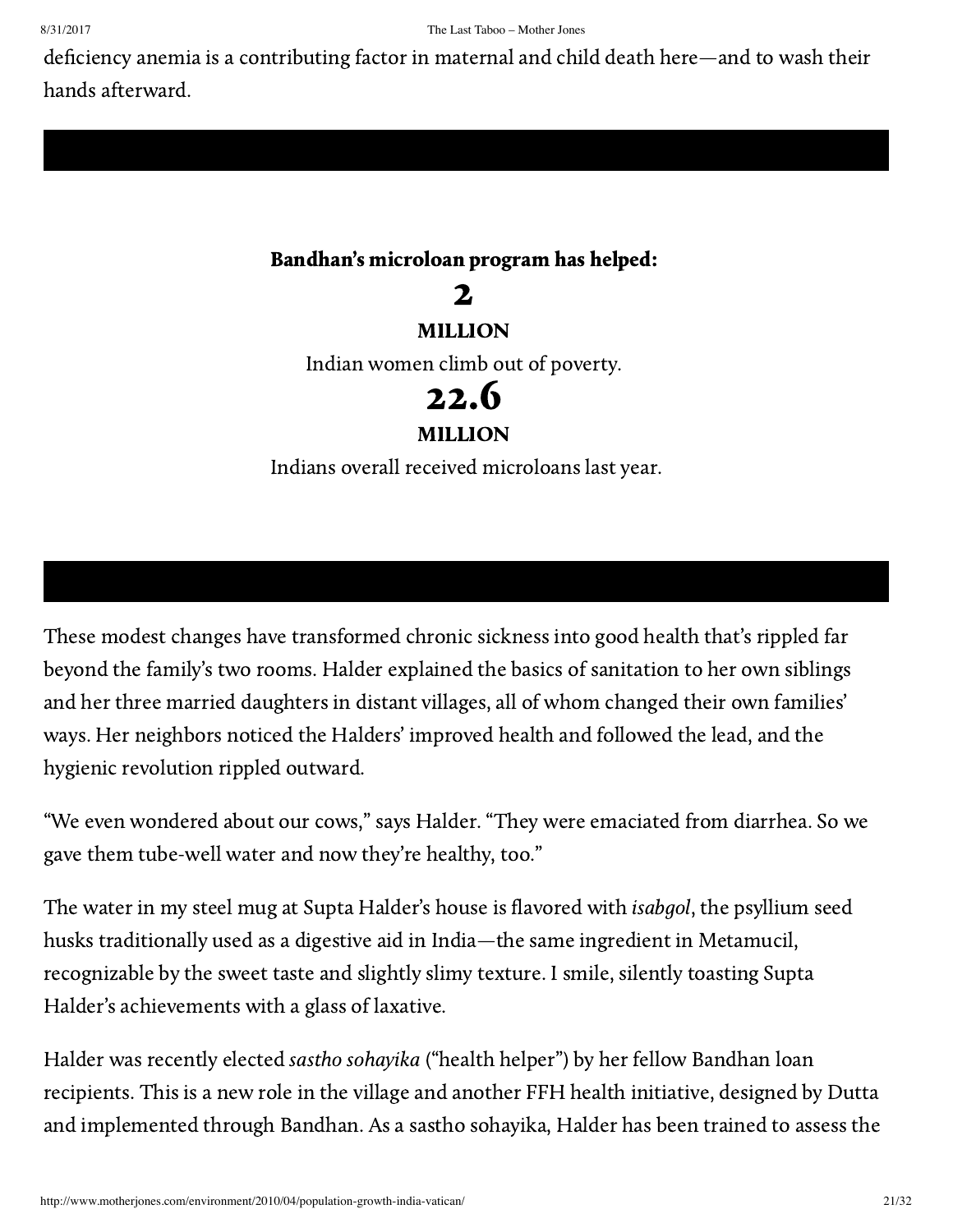deficiency anemia is a contributing factor in maternal and child death here—and to wash their hands afterward.

**Bandhan's microloan program has helped:**

**2**

**MILLION**

Indian women climb out of poverty.

**22.6**

**MILLION**

Indians overall received microloans last year.

These modest changes have transformed chronic sickness into good health that's rippled far beyond the family's two rooms. Halder explained the basics of sanitation to her own siblings and her three married daughters in distant villages, all of whom changed their own families' ways. Her neighbors noticed the Halders' improved health and followed the lead, and the hygienic revolution rippled outward.

"We even wondered about our cows," says Halder. "They were emaciated from diarrhea. So we gave them tube-well water and now they're healthy, too."

The water in my steel mug at Supta Halder's house is flavored with *isabgol*, the psyllium seed husks traditionally used as a digestive aid in India—the same ingredient in Metamucil, recognizable by the sweet taste and slightly slimy texture. I smile, silently toasting Supta Halder's achievements with a glass of laxative.

Halder was recently elected *sastho sohayika* ("health helper") by her fellow Bandhan loan recipients. This is a new role in the village and another FFH health initiative, designed by Dutta and implemented through Bandhan. As a sastho sohayika, Halder has been trained to assess the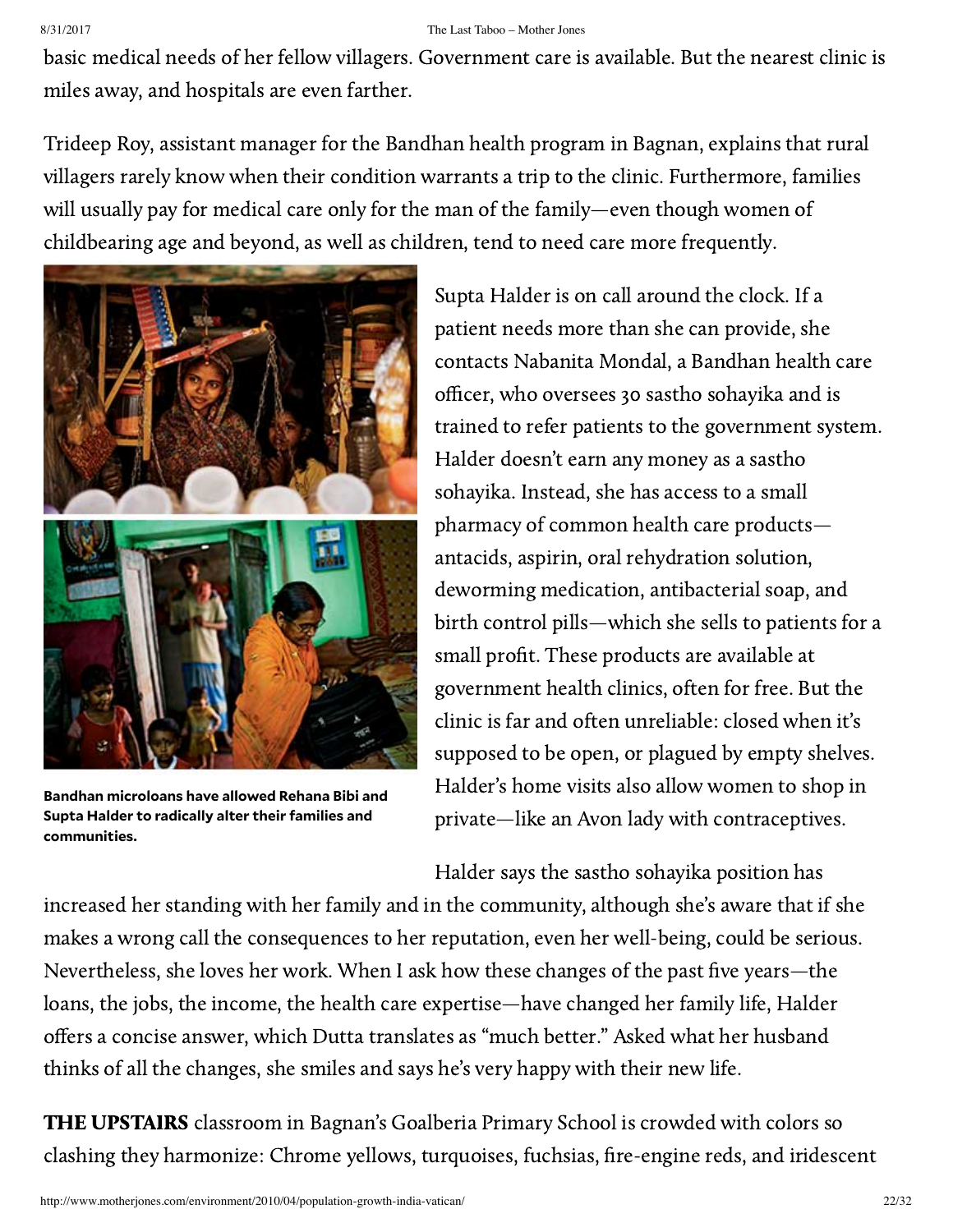basic medical needs of her fellow villagers. Government care is available. But the nearest clinic is miles away, and hospitals are even farther.

Trideep Roy, assistant manager for the Bandhan health program in Bagnan, explains that rural villagers rarely know when their condition warrants a trip to the clinic. Furthermore, families will usually pay for medical care only for the man of the family—even though women of childbearing age and beyond, as well as children, tend to need care more frequently.

**Bandhan microloans have allowed Rehana Bibi and Supta Halder to radically alter their families and communities.**

Supta Halder is on call around the clock. If a patient needs more than she can provide, she contacts Nabanita Mondal, a Bandhan health care officer, who oversees 30 sastho sohayika and is trained to refer patients to the government system. Halder doesn't earn any money as a sastho sohayika. Instead, she has access to a small pharmacy of common health care products—antacids, aspirin, oral rehydration solution, deworming medication, antibacterial soap, and birth control pills—which she sells to patients for a small profit. These products are available at government health clinics, often for free. But the clinic is far and often unreliable: closed when it's supposed to be open, or plagued by empty shelves. Halder's home visits also allow women to shop in private—like an Avon lady with contraceptives.

Halder says the sastho sohayika position has increased her standing with her family and in the community, although she's aware that if she makes a wrong call the consequences to her reputation, even her well-being, could be serious. Nevertheless, she loves her work. When I ask how these changes of the past five years—the loans, the jobs, the income, the health care expertise—have changed her family life, Halder offers a concise answer, which Dutta translates as "much better." Asked what her husband thinks of all the changes, she smiles and says he's very happy with their new life.

**THE UPSTAIRS** classroom in Bagnan's Goalberia Primary School is crowded with colors so clashing they harmonize: Chrome yellows, turquoises, fuchsias, fire-engine reds, and iridescent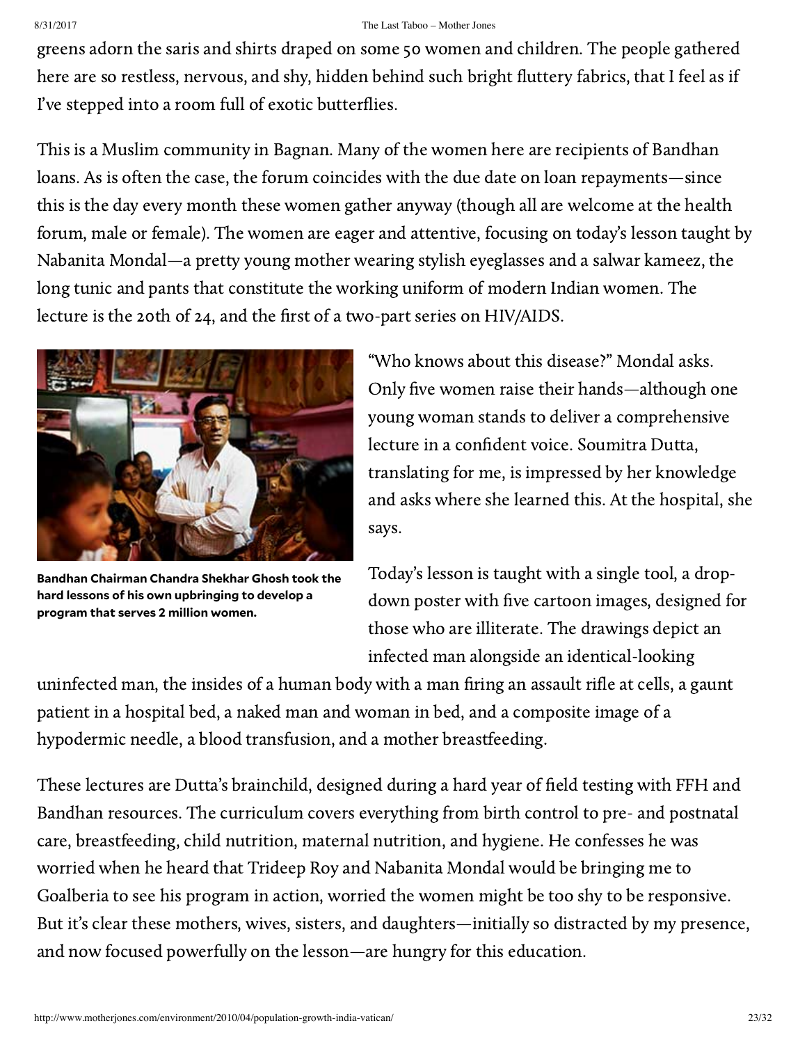greens adorn the saris and shirts draped on some 50 women and children. The people gathered here are so restless, nervous, and shy, hidden behind such bright fluttery fabrics, that I feel as if I've stepped into a room full of exotic butterflies.

This is a Muslim community in Bagnan. Many of the women here are recipients of Bandhan loans. As is often the case, the forum coincides with the due date on loan repayments—since this is the day every month these women gather anyway (though all are welcome at the health forum, male or female). The women are eager and attentive, focusing on today's lesson taught by Nabanita Mondal—a pretty young mother wearing stylish eyeglasses and a salwar kameez, the long tunic and pants that constitute the working uniform of modern Indian women. The lecture is the 20th of 24, and the first of a two-part series on HIV/AIDS.

**Bandhan Chairman Chandra Shekhar Ghosh took the hard lessons of his own upbringing to develop a program that serves 2 million women.**

"Who knows about this disease?" Mondal asks. Only five women raise their hands—although one young woman stands to deliver a comprehensive lecture in a confident voice. Soumitra Dutta, translating for me, is impressed by her knowledge and asks where she learned this. At the hospital, she says.

Today's lesson is taught with a single tool, a drop-down poster with five cartoon images, designed for those who are illiterate. The drawings depict an infected man alongside an identical-looking uninfected man, the insides of a human body with a man firing an assault rifle at cells, a gaunt patient in a hospital bed, a naked man and woman in bed, and a composite image of a hypodermic needle, a blood transfusion, and a mother breastfeeding.

These lectures are Dutta's brainchild, designed during a hard year of field testing with FFH and Bandhan resources. The curriculum covers everything from birth control to pre- and postnatal care, breastfeeding, child nutrition, maternal nutrition, and hygiene. He confesses he was worried when he heard that Trideep Roy and Nabanita Mondal would be bringing me to Goalberia to see his program in action, worried the women might be too shy to be responsive. But it's clear these mothers, wives, sisters, and daughters—initially so distracted by my presence, and now focused powerfully on the lesson—are hungry for this education.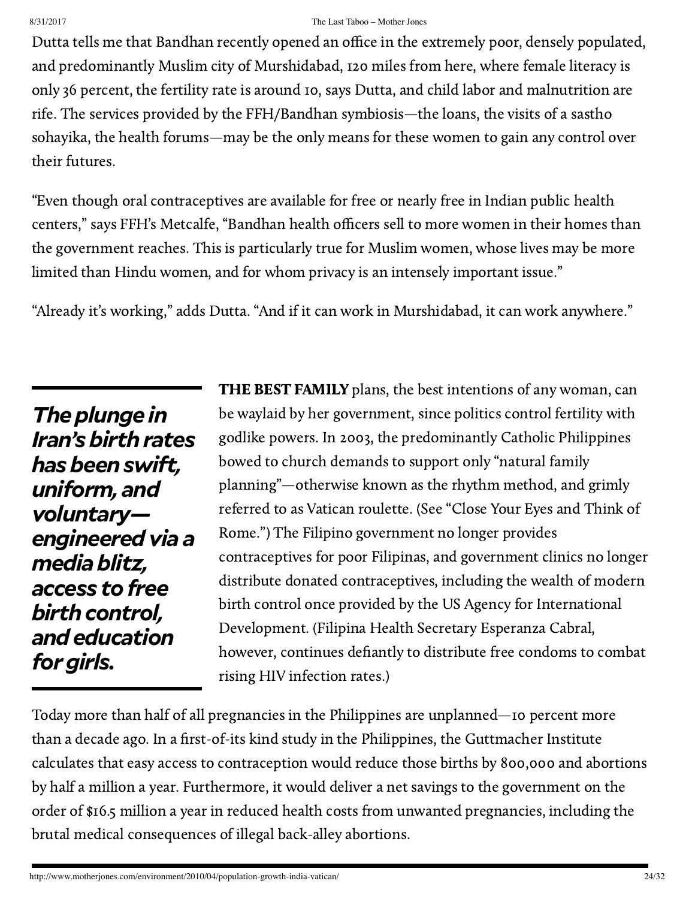Dutta tells me that Bandhan recently opened an office in the extremely poor, densely populated, and predominantly Muslim city of Murshidabad, 120 miles from here, where female literacy is only 36 percent, the fertility rate is around 10, says Dutta, and child labor and malnutrition are rife. The services provided by the FFH/Bandhan symbiosis—the loans, the visits of a sastho sohayika, the health forums—may be the only means for these women to gain any control over their futures.

"Even though oral contraceptives are available for free or nearly free in Indian public health centers," says FFH's Metcalfe, "Bandhan health officers sell to more women in their homes than the government reaches. This is particularly true for Muslim women, whose lives may be more limited than Hindu women, and for whom privacy is an intensely important issue."

"Already it's working," adds Dutta. "And if it can work in Murshidabad, it can work anywhere."

> ***The plunge in Iran's birth rates has been swift, uniform, and voluntary—engineered via a media blitz, access to free birth control, and education for girls.***

**THE BEST FAMILY** plans, the best intentions of any woman, can be waylaid by her government, since politics control fertility with godlike powers. In 2003, the predominantly Catholic Philippines bowed to church demands to support only "natural family planning"—otherwise known as the rhythm method, and grimly referred to as Vatican roulette. (See "Close Your Eyes and Think of Rome.") The Filipino government no longer provides contraceptives for poor Filipinas, and government clinics no longer distribute donated contraceptives, including the wealth of modern birth control once provided by the US Agency for International Development. (Filipina Health Secretary Esperanza Cabral, however, continues defiantly to distribute free condoms to combat rising HIV infection rates.)

Today more than half of all pregnancies in the Philippines are unplanned—10 percent more than a decade ago. In a first-of-its kind study in the Philippines, the Guttmacher Institute calculates that easy access to contraception would reduce those births by 800,000 and abortions by half a million a year. Furthermore, it would deliver a net savings to the government on the order of $16.5 million a year in reduced health costs from unwanted pregnancies, including the brutal medical consequences of illegal back-alley abortions.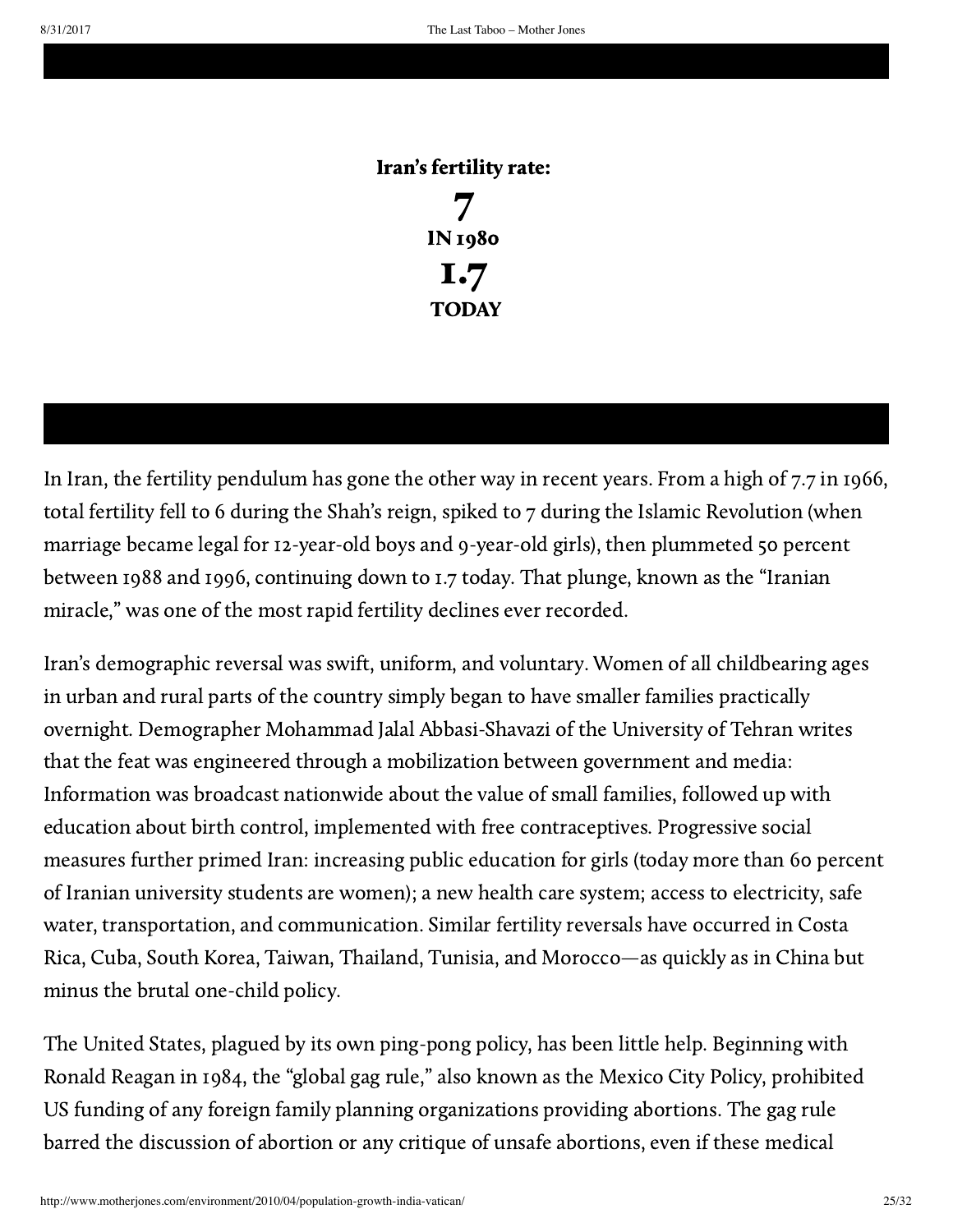**Iran's fertility rate:**

**7**

**IN 1980**

**1.7**

**TODAY**

In Iran, the fertility pendulum has gone the other way in recent years. From a high of 7.7 in 1966, total fertility fell to 6 during the Shah's reign, spiked to 7 during the Islamic Revolution (when marriage became legal for 12-year-old boys and 9-year-old girls), then plummeted 50 percent between 1988 and 1996, continuing down to 1.7 today. That plunge, known as the "Iranian miracle," was one of the most rapid fertility declines ever recorded.

Iran's demographic reversal was swift, uniform, and voluntary. Women of all childbearing ages in urban and rural parts of the country simply began to have smaller families practically overnight. Demographer Mohammad Jalal Abbasi-Shavazi of the University of Tehran writes that the feat was engineered through a mobilization between government and media: Information was broadcast nationwide about the value of small families, followed up with education about birth control, implemented with free contraceptives. Progressive social measures further primed Iran: increasing public education for girls (today more than 60 percent of Iranian university students are women); a new health care system; access to electricity, safe water, transportation, and communication. Similar fertility reversals have occurred in Costa Rica, Cuba, South Korea, Taiwan, Thailand, Tunisia, and Morocco—as quickly as in China but minus the brutal one-child policy.

The United States, plagued by its own ping-pong policy, has been little help. Beginning with Ronald Reagan in 1984, the "global gag rule," also known as the Mexico City Policy, prohibited US funding of any foreign family planning organizations providing abortions. The gag rule barred the discussion of abortion or any critique of unsafe abortions, even if these medical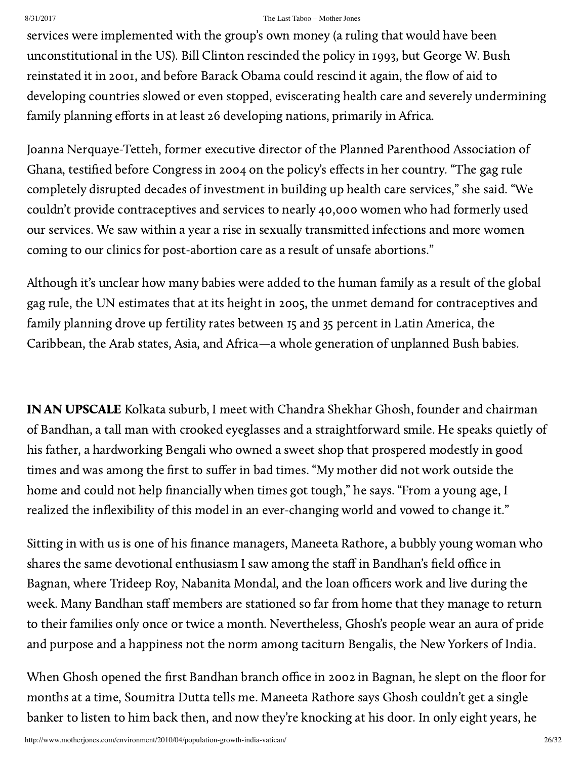services were implemented with the group's own money (a ruling that would have been unconstitutional in the US). Bill Clinton rescinded the policy in 1993, but George W. Bush reinstated it in 2001, and before Barack Obama could rescind it again, the flow of aid to developing countries slowed or even stopped, eviscerating health care and severely undermining family planning efforts in at least 26 developing nations, primarily in Africa.

Joanna Nerquaye-Tetteh, former executive director of the Planned Parenthood Association of Ghana, testified before Congress in 2004 on the policy's effects in her country. "The gag rule completely disrupted decades of investment in building up health care services," she said. "We couldn't provide contraceptives and services to nearly 40,000 women who had formerly used our services. We saw within a year a rise in sexually transmitted infections and more women coming to our clinics for post-abortion care as a result of unsafe abortions."

Although it's unclear how many babies were added to the human family as a result of the global gag rule, the UN estimates that at its height in 2005, the unmet demand for contraceptives and family planning drove up fertility rates between 15 and 35 percent in Latin America, the Caribbean, the Arab states, Asia, and Africa—a whole generation of unplanned Bush babies.

**IN AN UPSCALE** Kolkata suburb, I meet with Chandra Shekhar Ghosh, founder and chairman of Bandhan, a tall man with crooked eyeglasses and a straightforward smile. He speaks quietly of his father, a hardworking Bengali who owned a sweet shop that prospered modestly in good times and was among the first to suffer in bad times. "My mother did not work outside the home and could not help financially when times got tough," he says. "From a young age, I realized the inflexibility of this model in an ever-changing world and vowed to change it."

Sitting in with us is one of his finance managers, Maneeta Rathore, a bubbly young woman who shares the same devotional enthusiasm I saw among the staff in Bandhan's field office in Bagnan, where Trideep Roy, Nabanita Mondal, and the loan officers work and live during the week. Many Bandhan staff members are stationed so far from home that they manage to return to their families only once or twice a month. Nevertheless, Ghosh's people wear an aura of pride and purpose and a happiness not the norm among taciturn Bengalis, the New Yorkers of India.

When Ghosh opened the first Bandhan branch office in 2002 in Bagnan, he slept on the floor for months at a time, Soumitra Dutta tells me. Maneeta Rathore says Ghosh couldn't get a single banker to listen to him back then, and now they're knocking at his door. In only eight years, he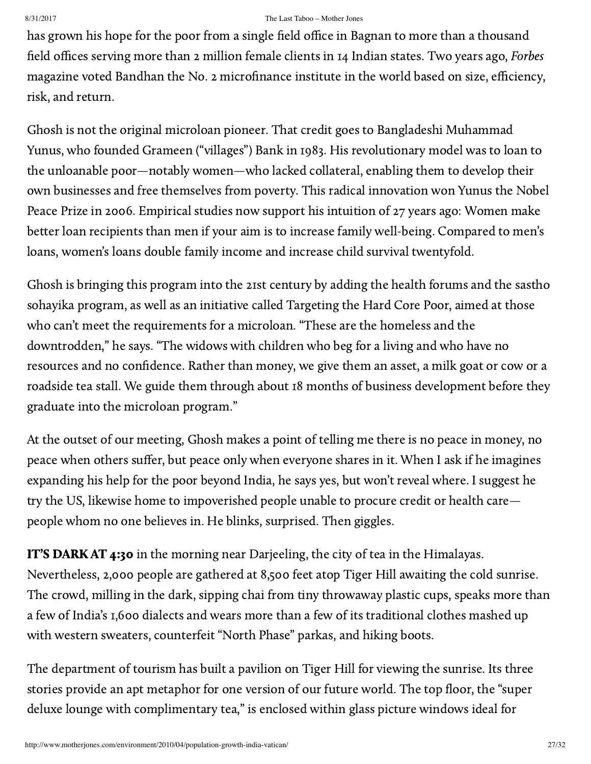has grown his hope for the poor from a single field office in Bagnan to more than a thousand field offices serving more than 2 million female clients in 14 Indian states. Two years ago, *Forbes* magazine voted Bandhan the No. 2 microfinance institute in the world based on size, efficiency, risk, and return.

Ghosh is not the original microloan pioneer. That credit goes to Bangladeshi Muhammad Yunus, who founded Grameen ("villages") Bank in 1983. His revolutionary model was to loan to the unloanable poor—notably women—who lacked collateral, enabling them to develop their own businesses and free themselves from poverty. This radical innovation won Yunus the Nobel Peace Prize in 2006. Empirical studies now support his intuition of 27 years ago: Women make better loan recipients than men if your aim is to increase family well-being. Compared to men's loans, women's loans double family income and increase child survival twentyfold.

Ghosh is bringing this program into the 21st century by adding the health forums and the sastho sohayika program, as well as an initiative called Targeting the Hard Core Poor, aimed at those who can't meet the requirements for a microloan. "These are the homeless and the downtrodden," he says. "The widows with children who beg for a living and who have no resources and no confidence. Rather than money, we give them an asset, a milk goat or cow or a roadside tea stall. We guide them through about 18 months of business development before they graduate into the microloan program."

At the outset of our meeting, Ghosh makes a point of telling me there is no peace in money, no peace when others suffer, but peace only when everyone shares in it. When I ask if he imagines expanding his help for the poor beyond India, he says yes, but won't reveal where. I suggest he try the US, likewise home to impoverished people unable to procure credit or health care—people whom no one believes in. He blinks, surprised. Then giggles.

**IT'S DARK AT 4:30** in the morning near Darjeeling, the city of tea in the Himalayas. Nevertheless, 2,000 people are gathered at 8,500 feet atop Tiger Hill awaiting the cold sunrise. The crowd, milling in the dark, sipping chai from tiny throwaway plastic cups, speaks more than a few of India's 1,600 dialects and wears more than a few of its traditional clothes mashed up with western sweaters, counterfeit "North Phase" parkas, and hiking boots.

The department of tourism has built a pavilion on Tiger Hill for viewing the sunrise. Its three stories provide an apt metaphor for one version of our future world. The top floor, the "super deluxe lounge with complimentary tea," is enclosed within glass picture windows ideal for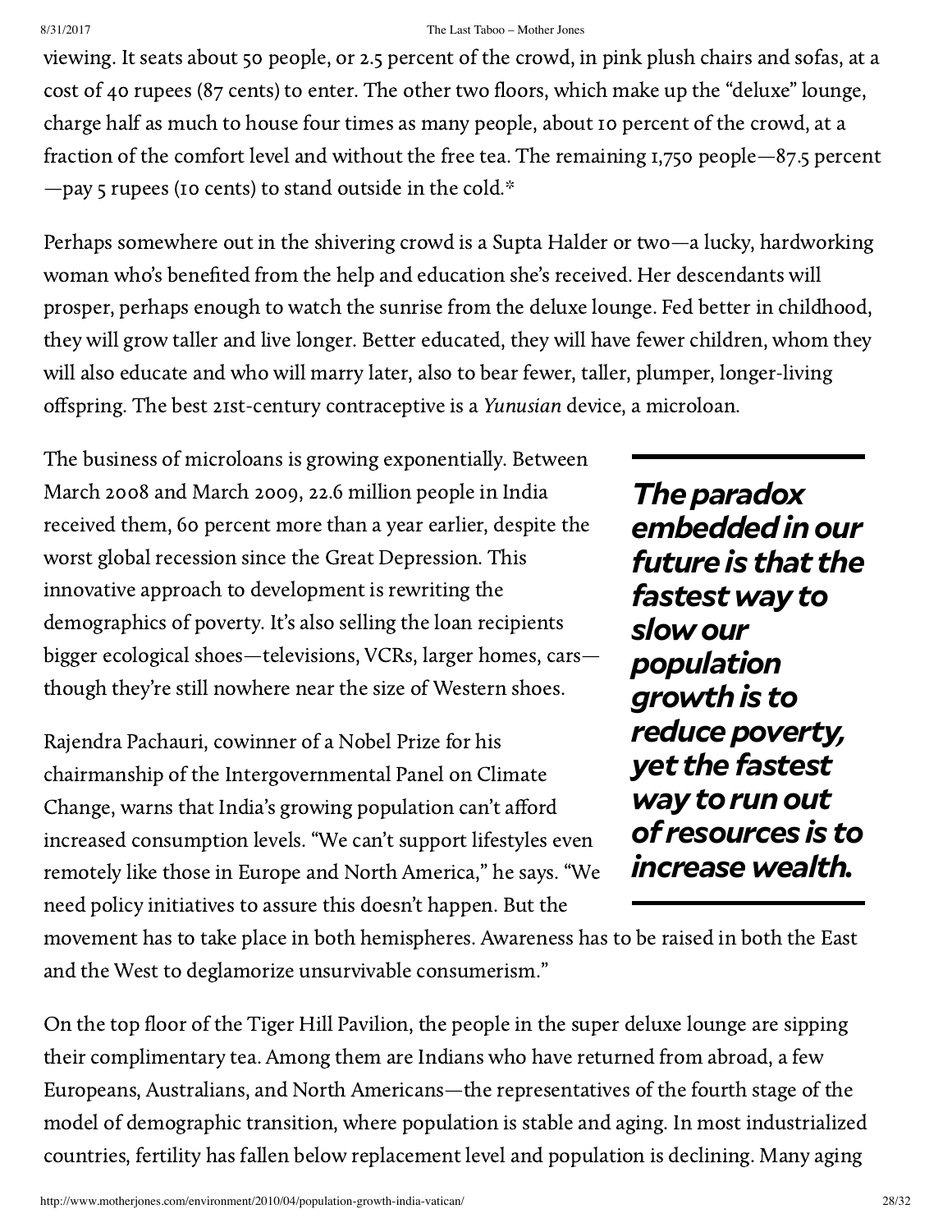viewing. It seats about 50 people, or 2.5 percent of the crowd, in pink plush chairs and sofas, at a cost of 40 rupees (87 cents) to enter. The other two floors, which make up the "deluxe" lounge, charge half as much to house four times as many people, about 10 percent of the crowd, at a fraction of the comfort level and without the free tea. The remaining 1,750 people—87.5 percent—pay 5 rupees (10 cents) to stand outside in the cold.*

Perhaps somewhere out in the shivering crowd is a Supta Halder or two—a lucky, hardworking woman who's benefited from the help and education she's received. Her descendants will prosper, perhaps enough to watch the sunrise from the deluxe lounge. Fed better in childhood, they will grow taller and live longer. Better educated, they will have fewer children, whom they will also educate and who will marry later, also to bear fewer, taller, plumper, longer-living offspring. The best 21st-century contraceptive is a *Yunusian* device, a microloan.

The business of microloans is growing exponentially. Between March 2008 and March 2009, 22.6 million people in India received them, 60 percent more than a year earlier, despite the worst global recession since the Great Depression. This innovative approach to development is rewriting the demographics of poverty. It's also selling the loan recipients bigger ecological shoes—televisions, VCRs, larger homes, cars—though they're still nowhere near the size of Western shoes.

> ***The paradox embedded in our future is that the fastest way to slow our population growth is to reduce poverty, yet the fastest way to run out of resources is to increase wealth.***

Rajendra Pachauri, cowinner of a Nobel Prize for his chairmanship of the Intergovernmental Panel on Climate Change, warns that India's growing population can't afford increased consumption levels. "We can't support lifestyles even remotely like those in Europe and North America," he says. "We need policy initiatives to assure this doesn't happen. But the movement has to take place in both hemispheres. Awareness has to be raised in both the East and the West to deglamorize unsurvivable consumerism."

On the top floor of the Tiger Hill Pavilion, the people in the super deluxe lounge are sipping their complimentary tea. Among them are Indians who have returned from abroad, a few Europeans, Australians, and North Americans—the representatives of the fourth stage of the model of demographic transition, where population is stable and aging. In most industrialized countries, fertility has fallen below replacement level and population is declining. Many aging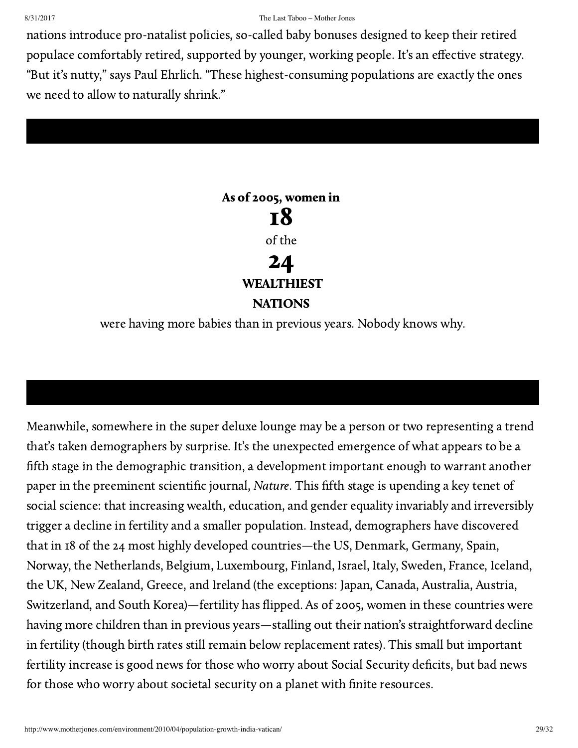nations introduce pro-natalist policies, so-called baby bonuses designed to keep their retired populace comfortably retired, supported by younger, working people. It's an effective strategy. "But it's nutty," says Paul Ehrlich. "These highest-consuming populations are exactly the ones we need to allow to naturally shrink."

---

**As of 2005, women in**

**18**

of the

**24**

**WEALTHIEST**

**NATIONS**

were having more babies than in previous years. Nobody knows why.

---

Meanwhile, somewhere in the super deluxe lounge may be a person or two representing a trend that's taken demographers by surprise. It's the unexpected emergence of what appears to be a fifth stage in the demographic transition, a development important enough to warrant another paper in the preeminent scientific journal, *Nature*. This fifth stage is upending a key tenet of social science: that increasing wealth, education, and gender equality invariably and irreversibly trigger a decline in fertility and a smaller population. Instead, demographers have discovered that in 18 of the 24 most highly developed countries—the US, Denmark, Germany, Spain, Norway, the Netherlands, Belgium, Luxembourg, Finland, Israel, Italy, Sweden, France, Iceland, the UK, New Zealand, Greece, and Ireland (the exceptions: Japan, Canada, Australia, Austria, Switzerland, and South Korea)—fertility has flipped. As of 2005, women in these countries were having more children than in previous years—stalling out their nation's straightforward decline in fertility (though birth rates still remain below replacement rates). This small but important fertility increase is good news for those who worry about Social Security deficits, but bad news for those who worry about societal security on a planet with finite resources.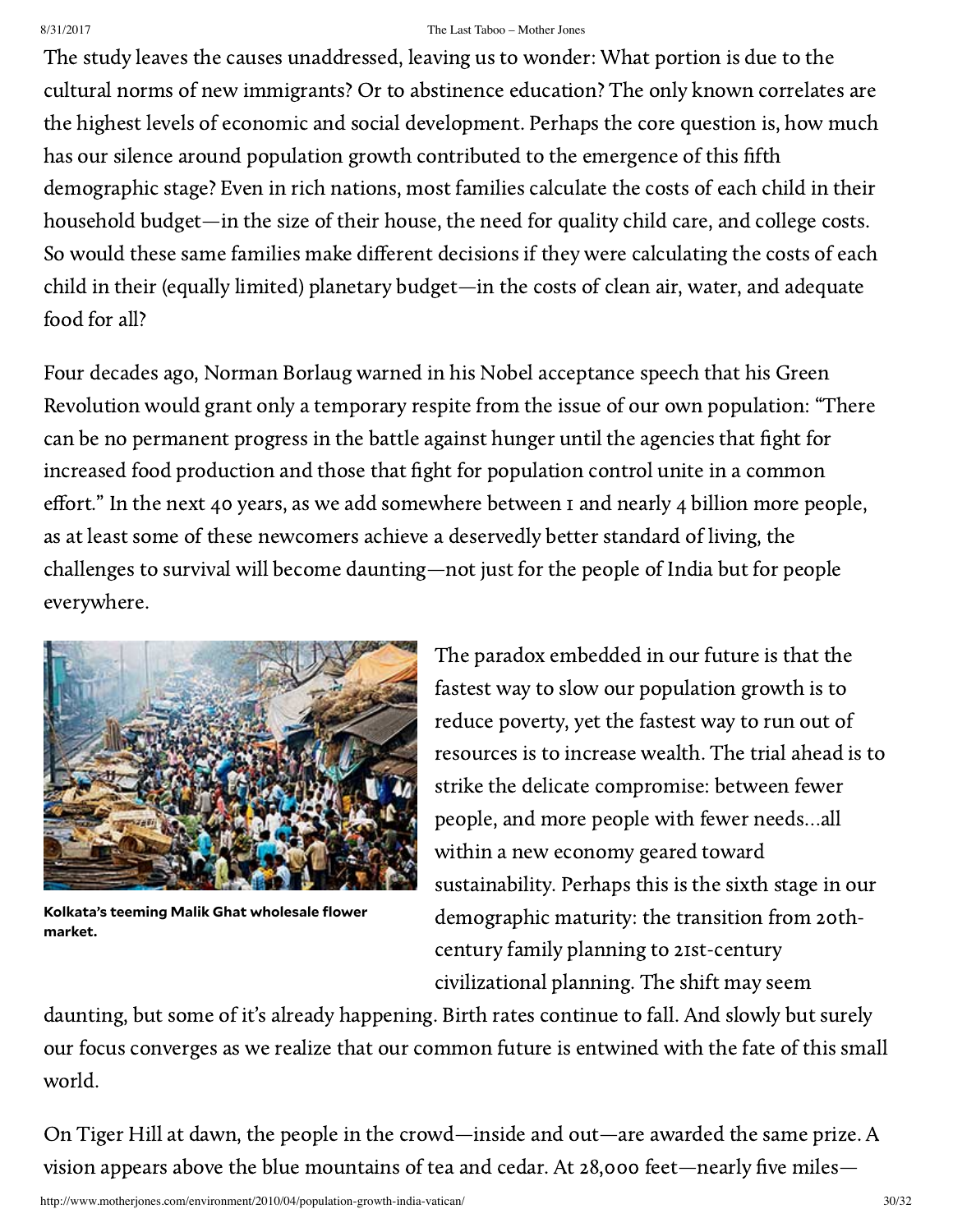The study leaves the causes unaddressed, leaving us to wonder: What portion is due to the cultural norms of new immigrants? Or to abstinence education? The only known correlates are the highest levels of economic and social development. Perhaps the core question is, how much has our silence around population growth contributed to the emergence of this fifth demographic stage? Even in rich nations, most families calculate the costs of each child in their household budget—in the size of their house, the need for quality child care, and college costs. So would these same families make different decisions if they were calculating the costs of each child in their (equally limited) planetary budget—in the costs of clean air, water, and adequate food for all?

Four decades ago, Norman Borlaug warned in his Nobel acceptance speech that his Green Revolution would grant only a temporary respite from the issue of our own population: "There can be no permanent progress in the battle against hunger until the agencies that fight for increased food production and those that fight for population control unite in a common effort." In the next 40 years, as we add somewhere between 1 and nearly 4 billion more people, as at least some of these newcomers achieve a deservedly better standard of living, the challenges to survival will become daunting—not just for the people of India but for people everywhere.

**Kolkata's teeming Malik Ghat wholesale flower market.**

The paradox embedded in our future is that the fastest way to slow our population growth is to reduce poverty, yet the fastest way to run out of resources is to increase wealth. The trial ahead is to strike the delicate compromise: between fewer people, and more people with fewer needs...all within a new economy geared toward sustainability. Perhaps this is the sixth stage in our demographic maturity: the transition from 20th-century family planning to 21st-century civilizational planning. The shift may seem daunting, but some of it's already happening. Birth rates continue to fall. And slowly but surely our focus converges as we realize that our common future is entwined with the fate of this small world.

On Tiger Hill at dawn, the people in the crowd—inside and out—are awarded the same prize. A vision appears above the blue mountains of tea and cedar. At 28,000 feet—nearly five miles—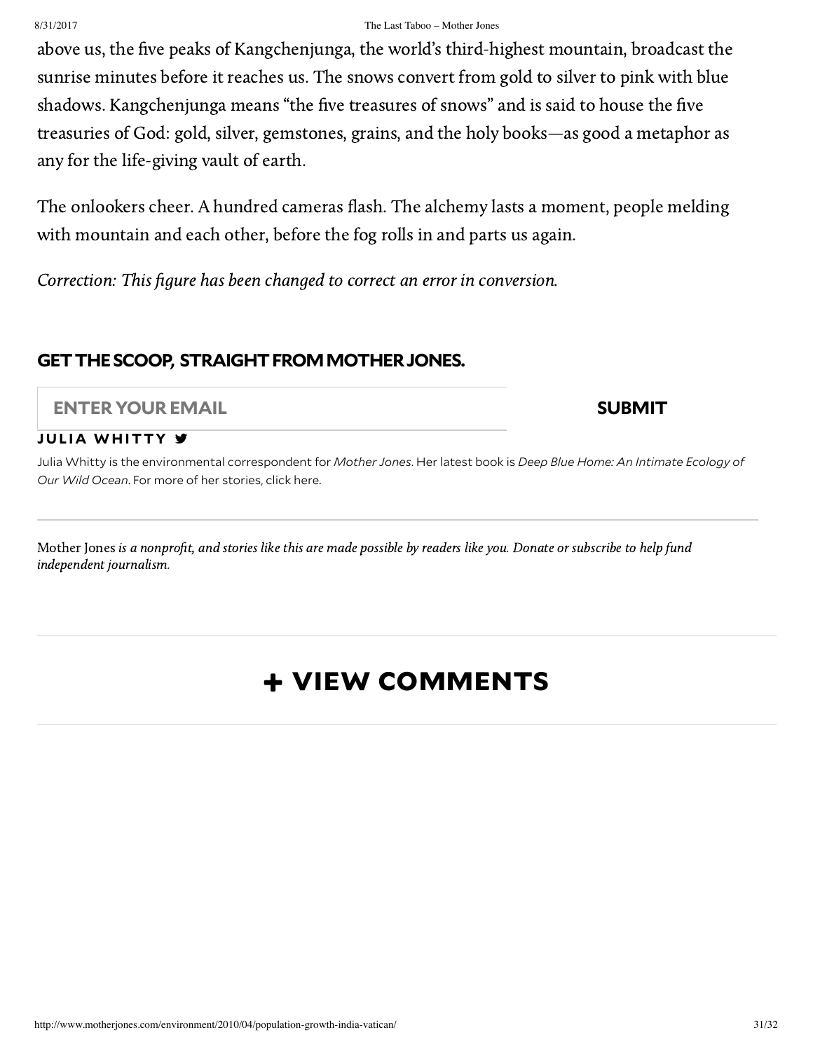above us, the five peaks of Kangchenjunga, the world's third-highest mountain, broadcast the sunrise minutes before it reaches us. The snows convert from gold to silver to pink with blue shadows. Kangchenjunga means "the five treasures of snows" and is said to house the five treasuries of God: gold, silver, gemstones, grains, and the holy books—as good a metaphor as any for the life-giving vault of earth.

The onlookers cheer. A hundred cameras flash. The alchemy lasts a moment, people melding with mountain and each other, before the fog rolls in and parts us again.

*Correction: This figure has been changed to correct an error in conversion.*

## GET THE SCOOP, STRAIGHT FROM MOTHER JONES.

ENTER YOUR EMAIL **SUBMIT**

**JULIA WHITTY**

Julia Whitty is the environmental correspondent for *Mother Jones*. Her latest book is *Deep Blue Home: An Intimate Ecology of Our Wild Ocean*. For more of her stories, click here.

---

Mother Jones *is a nonprofit, and stories like this are made possible by readers like you. Donate or subscribe to help fund independent journalism.*

---

# + VIEW COMMENTS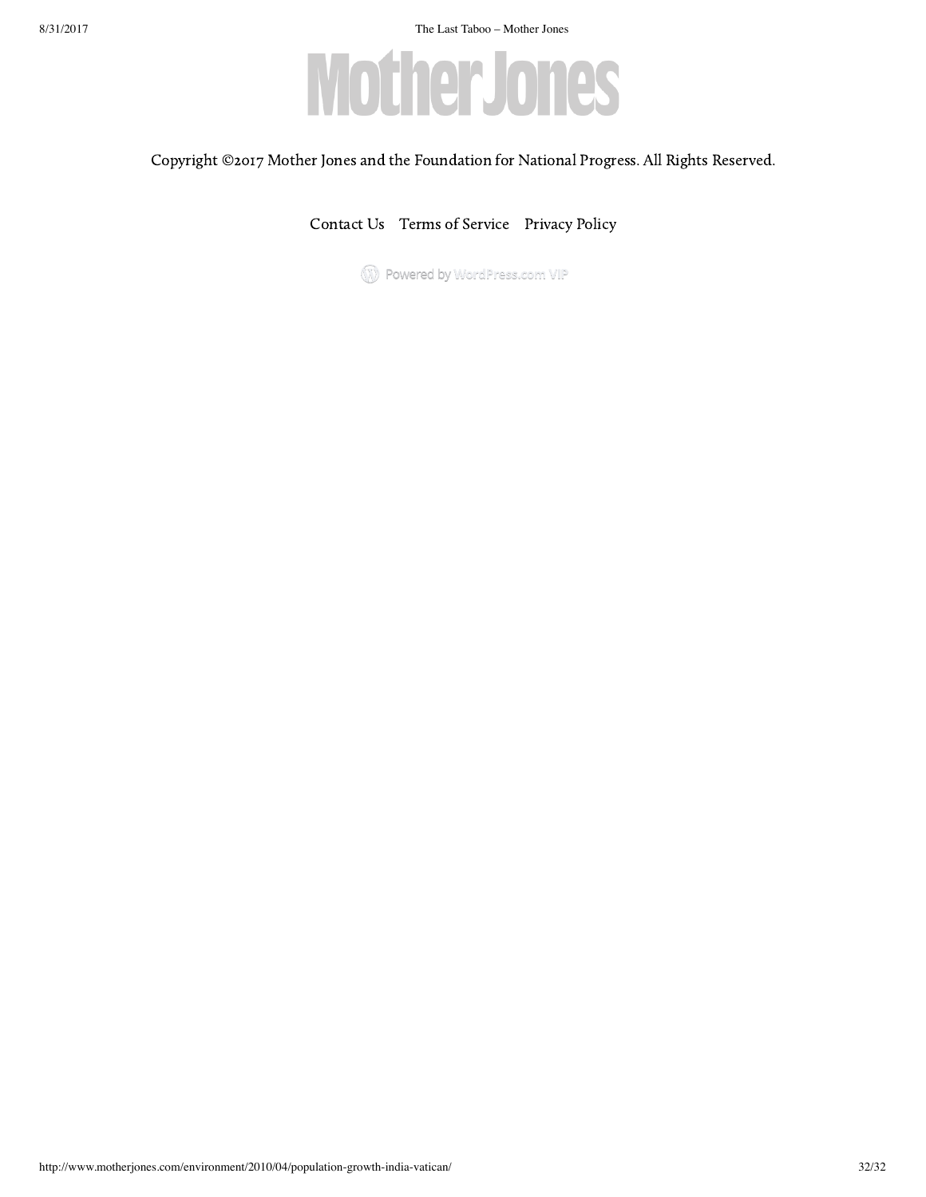Mother Jones

Copyright ©2017 Mother Jones and the Foundation for National Progress. All Rights Reserved.

Contact Us  Terms of Service  Privacy Policy

Powered by WordPress.com VIP